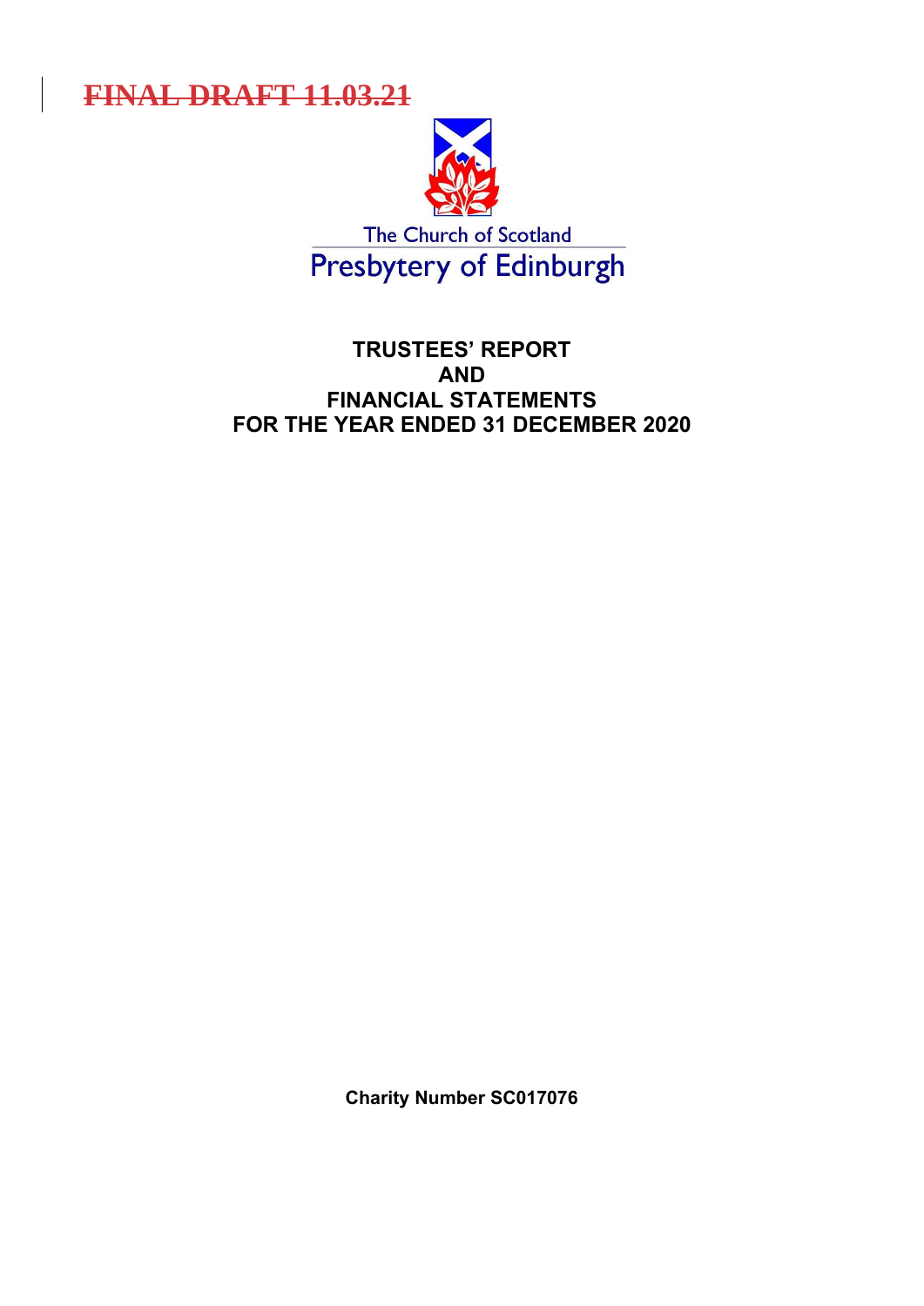~~FINAL DRAFT 11.03.21~~

The Church of Scotland

Presbytery of Edinburgh

# TRUSTEES' REPORT
# AND
# FINANCIAL STATEMENTS
# FOR THE YEAR ENDED 31 DECEMBER 2020

**Charity Number SC017076**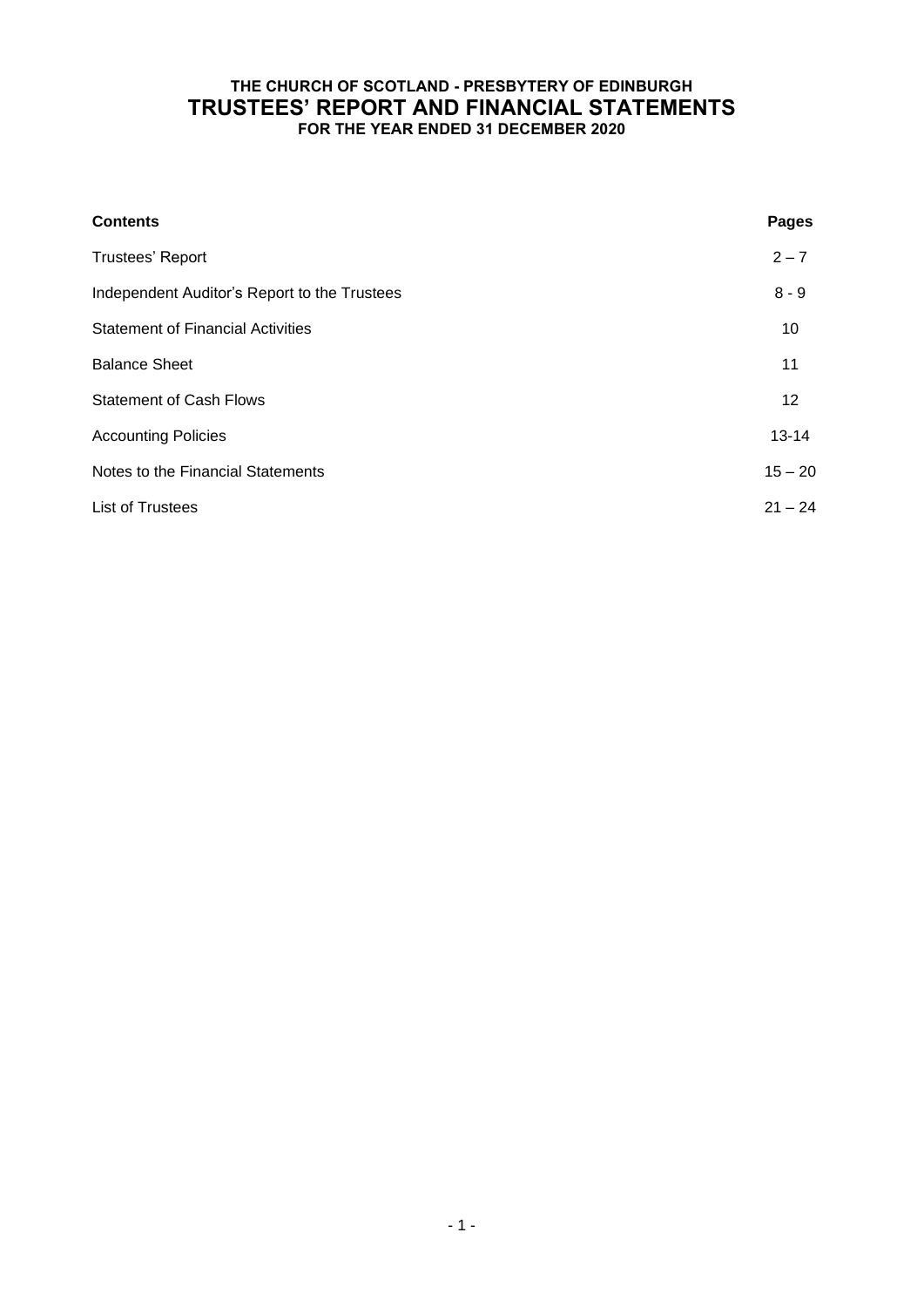# THE CHURCH OF SCOTLAND - PRESBYTERY OF EDINBURGH
# TRUSTEES' REPORT AND FINANCIAL STATEMENTS
## FOR THE YEAR ENDED 31 DECEMBER 2020

| Contents | Pages |
|---|---|
| Trustees' Report | 2 – 7 |
| Independent Auditor's Report to the Trustees | 8 - 9 |
| Statement of Financial Activities | 10 |
| Balance Sheet | 11 |
| Statement of Cash Flows | 12 |
| Accounting Policies | 13-14 |
| Notes to the Financial Statements | 15 – 20 |
| List of Trustees | 21 – 24 |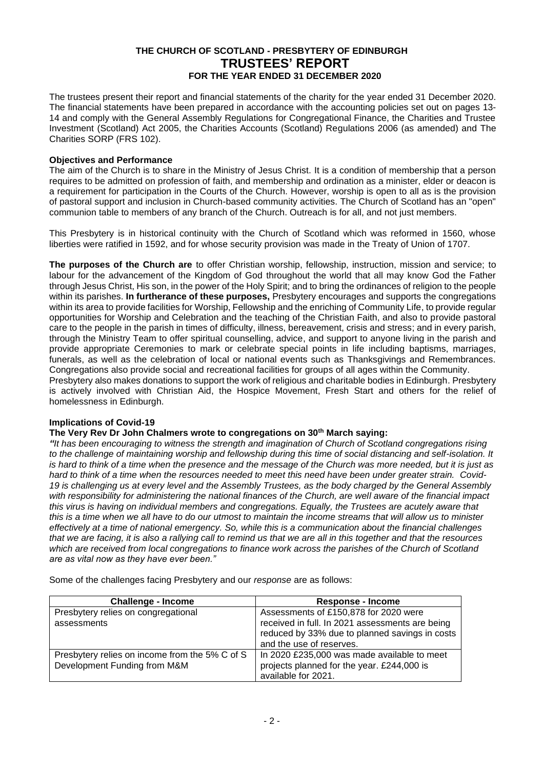# THE CHURCH OF SCOTLAND - PRESBYTERY OF EDINBURGH
# TRUSTEES' REPORT
## FOR THE YEAR ENDED 31 DECEMBER 2020

The trustees present their report and financial statements of the charity for the year ended 31 December 2020. The financial statements have been prepared in accordance with the accounting policies set out on pages 13-14 and comply with the General Assembly Regulations for Congregational Finance, the Charities and Trustee Investment (Scotland) Act 2005, the Charities Accounts (Scotland) Regulations 2006 (as amended) and The Charities SORP (FRS 102).

**Objectives and Performance**

The aim of the Church is to share in the Ministry of Jesus Christ. It is a condition of membership that a person requires to be admitted on profession of faith, and membership and ordination as a minister, elder or deacon is a requirement for participation in the Courts of the Church. However, worship is open to all as is the provision of pastoral support and inclusion in Church-based community activities. The Church of Scotland has an "open" communion table to members of any branch of the Church. Outreach is for all, and not just members.

This Presbytery is in historical continuity with the Church of Scotland which was reformed in 1560, whose liberties were ratified in 1592, and for whose security provision was made in the Treaty of Union of 1707.

**The purposes of the Church are** to offer Christian worship, fellowship, instruction, mission and service; to labour for the advancement of the Kingdom of God throughout the world that all may know God the Father through Jesus Christ, His son, in the power of the Holy Spirit; and to bring the ordinances of religion to the people within its parishes. **In furtherance of these purposes,** Presbytery encourages and supports the congregations within its area to provide facilities for Worship, Fellowship and the enriching of Community Life, to provide regular opportunities for Worship and Celebration and the teaching of the Christian Faith, and also to provide pastoral care to the people in the parish in times of difficulty, illness, bereavement, crisis and stress; and in every parish, through the Ministry Team to offer spiritual counselling, advice, and support to anyone living in the parish and provide appropriate Ceremonies to mark or celebrate special points in life including baptisms, marriages, funerals, as well as the celebration of local or national events such as Thanksgivings and Remembrances. Congregations also provide social and recreational facilities for groups of all ages within the Community.
Presbytery also makes donations to support the work of religious and charitable bodies in Edinburgh. Presbytery is actively involved with Christian Aid, the Hospice Movement, Fresh Start and others for the relief of homelessness in Edinburgh.

**Implications of Covid-19**

**The Very Rev Dr John Chalmers wrote to congregations on 30th March saying:**

*"It has been encouraging to witness the strength and imagination of Church of Scotland congregations rising to the challenge of maintaining worship and fellowship during this time of social distancing and self-isolation. It is hard to think of a time when the presence and the message of the Church was more needed, but it is just as hard to think of a time when the resources needed to meet this need have been under greater strain. Covid-19 is challenging us at every level and the Assembly Trustees, as the body charged by the General Assembly with responsibility for administering the national finances of the Church, are well aware of the financial impact this virus is having on individual members and congregations. Equally, the Trustees are acutely aware that this is a time when we all have to do our utmost to maintain the income streams that will allow us to minister effectively at a time of national emergency. So, while this is a communication about the financial challenges that we are facing, it is also a rallying call to remind us that we are all in this together and that the resources which are received from local congregations to finance work across the parishes of the Church of Scotland are as vital now as they have ever been."*

Some of the challenges facing Presbytery and our *response* are as follows:

| Challenge - Income | Response - Income |
|---|---|
| Presbytery relies on congregational assessments | Assessments of £150,878 for 2020 were received in full. In 2021 assessments are being reduced by 33% due to planned savings in costs and the use of reserves. |
| Presbytery relies on income from the 5% C of S Development Funding from M&M | In 2020 £235,000 was made available to meet projects planned for the year. £244,000 is available for 2021. |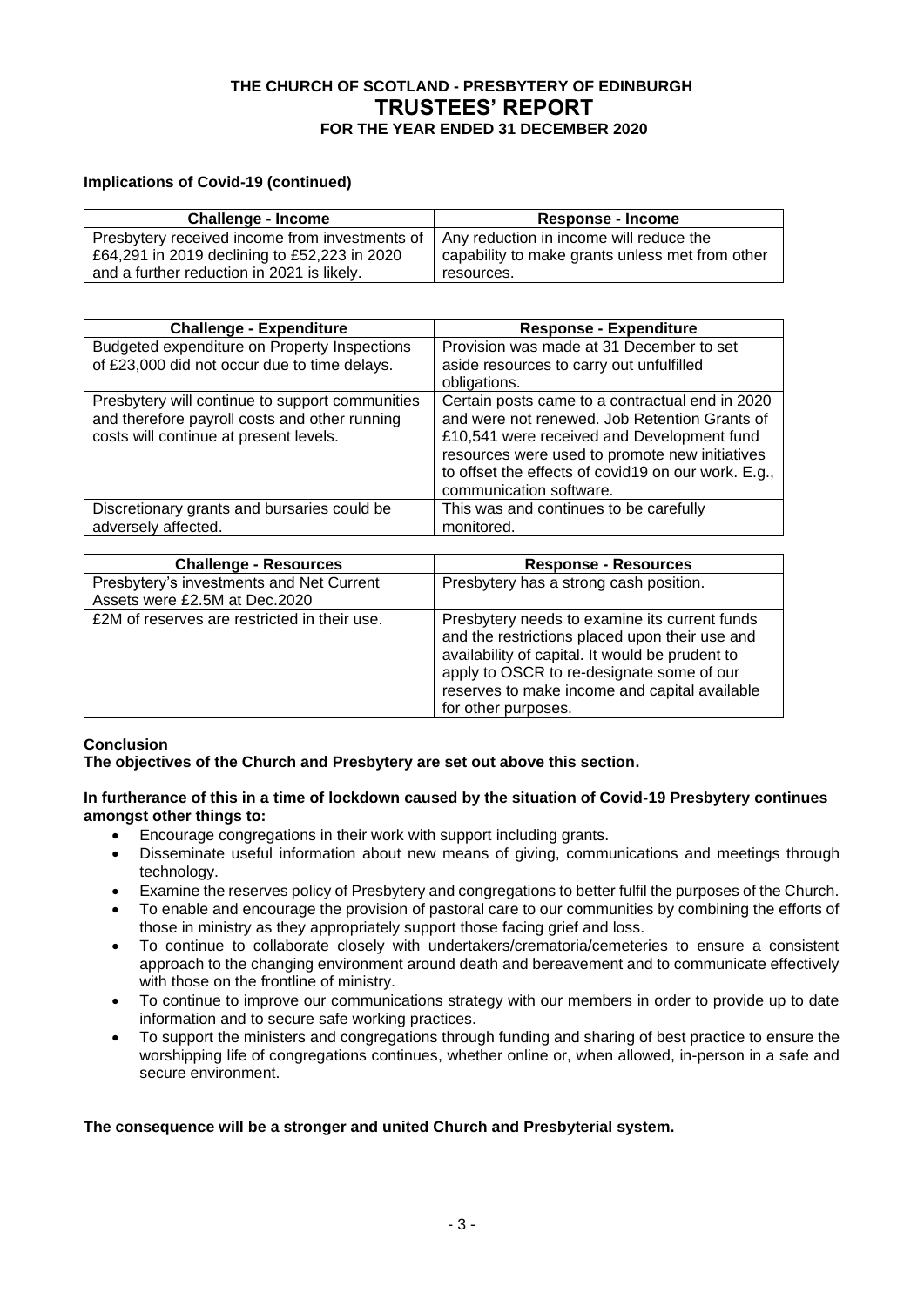**Implications of Covid-19 (continued)**

| Challenge - Income | Response - Income |
|---|---|
| Presbytery received income from investments of £64,291 in 2019 declining to £52,223 in 2020 and a further reduction in 2021 is likely. | Any reduction in income will reduce the capability to make grants unless met from other resources. |

| Challenge - Expenditure | Response - Expenditure |
|---|---|
| Budgeted expenditure on Property Inspections of £23,000 did not occur due to time delays. | Provision was made at 31 December to set aside resources to carry out unfulfilled obligations. |
| Presbytery will continue to support communities and therefore payroll costs and other running costs will continue at present levels. | Certain posts came to a contractual end in 2020 and were not renewed. Job Retention Grants of £10,541 were received and Development fund resources were used to promote new initiatives to offset the effects of covid19 on our work. E.g., communication software. |
| Discretionary grants and bursaries could be adversely affected. | This was and continues to be carefully monitored. |

| Challenge - Resources | Response - Resources |
|---|---|
| Presbytery's investments and Net Current Assets were £2.5M at Dec.2020 | Presbytery has a strong cash position. |
| £2M of reserves are restricted in their use. | Presbytery needs to examine its current funds and the restrictions placed upon their use and availability of capital. It would be prudent to apply to OSCR to re-designate some of our reserves to make income and capital available for other purposes. |

**Conclusion**

**The objectives of the Church and Presbytery are set out above this section.**

**In furtherance of this in a time of lockdown caused by the situation of Covid-19 Presbytery continues amongst other things to:**

- Encourage congregations in their work with support including grants.
- Disseminate useful information about new means of giving, communications and meetings through technology.
- Examine the reserves policy of Presbytery and congregations to better fulfil the purposes of the Church.
- To enable and encourage the provision of pastoral care to our communities by combining the efforts of those in ministry as they appropriately support those facing grief and loss.
- To continue to collaborate closely with undertakers/crematoria/cemeteries to ensure a consistent approach to the changing environment around death and bereavement and to communicate effectively with those on the frontline of ministry.
- To continue to improve our communications strategy with our members in order to provide up to date information and to secure safe working practices.
- To support the ministers and congregations through funding and sharing of best practice to ensure the worshipping life of congregations continues, whether online or, when allowed, in-person in a safe and secure environment.

**The consequence will be a stronger and united Church and Presbyterial system.**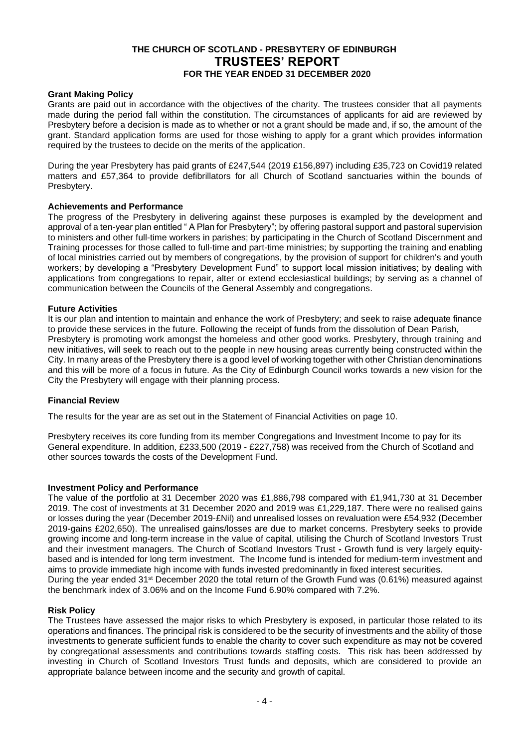# THE CHURCH OF SCOTLAND - PRESBYTERY OF EDINBURGH
# TRUSTEES' REPORT
## FOR THE YEAR ENDED 31 DECEMBER 2020

**Grant Making Policy**

Grants are paid out in accordance with the objectives of the charity. The trustees consider that all payments made during the period fall within the constitution. The circumstances of applicants for aid are reviewed by Presbytery before a decision is made as to whether or not a grant should be made and, if so, the amount of the grant. Standard application forms are used for those wishing to apply for a grant which provides information required by the trustees to decide on the merits of the application.

During the year Presbytery has paid grants of £247,544 (2019 £156,897) including £35,723 on Covid19 related matters and £57,364 to provide defibrillators for all Church of Scotland sanctuaries within the bounds of Presbytery.

**Achievements and Performance**

The progress of the Presbytery in delivering against these purposes is exampled by the development and approval of a ten-year plan entitled " A Plan for Presbytery"; by offering pastoral support and pastoral supervision to ministers and other full-time workers in parishes; by participating in the Church of Scotland Discernment and Training processes for those called to full-time and part-time ministries; by supporting the training and enabling of local ministries carried out by members of congregations, by the provision of support for children's and youth workers; by developing a "Presbytery Development Fund" to support local mission initiatives; by dealing with applications from congregations to repair, alter or extend ecclesiastical buildings; by serving as a channel of communication between the Councils of the General Assembly and congregations.

**Future Activities**

It is our plan and intention to maintain and enhance the work of Presbytery; and seek to raise adequate finance to provide these services in the future. Following the receipt of funds from the dissolution of Dean Parish, Presbytery is promoting work amongst the homeless and other good works. Presbytery, through training and new initiatives, will seek to reach out to the people in new housing areas currently being constructed within the City. In many areas of the Presbytery there is a good level of working together with other Christian denominations and this will be more of a focus in future. As the City of Edinburgh Council works towards a new vision for the City the Presbytery will engage with their planning process.

**Financial Review**

The results for the year are as set out in the Statement of Financial Activities on page 10.

Presbytery receives its core funding from its member Congregations and Investment Income to pay for its General expenditure. In addition, £233,500 (2019 - £227,758) was received from the Church of Scotland and other sources towards the costs of the Development Fund.

**Investment Policy and Performance**

The value of the portfolio at 31 December 2020 was £1,886,798 compared with £1,941,730 at 31 December 2019. The cost of investments at 31 December 2020 and 2019 was £1,229,187. There were no realised gains or losses during the year (December 2019-£Nil) and unrealised losses on revaluation were £54,932 (December 2019-gains £202,650). The unrealised gains/losses are due to market concerns. Presbytery seeks to provide growing income and long-term increase in the value of capital, utilising the Church of Scotland Investors Trust and their investment managers. The Church of Scotland Investors Trust **-** Growth fund is very largely equity-based and is intended for long term investment. The Income fund is intended for medium-term investment and aims to provide immediate high income with funds invested predominantly in fixed interest securities.
During the year ended 31st December 2020 the total return of the Growth Fund was (0.61%) measured against the benchmark index of 3.06% and on the Income Fund 6.90% compared with 7.2%.

**Risk Policy**

The Trustees have assessed the major risks to which Presbytery is exposed, in particular those related to its operations and finances. The principal risk is considered to be the security of investments and the ability of those investments to generate sufficient funds to enable the charity to cover such expenditure as may not be covered by congregational assessments and contributions towards staffing costs. This risk has been addressed by investing in Church of Scotland Investors Trust funds and deposits, which are considered to provide an appropriate balance between income and the security and growth of capital.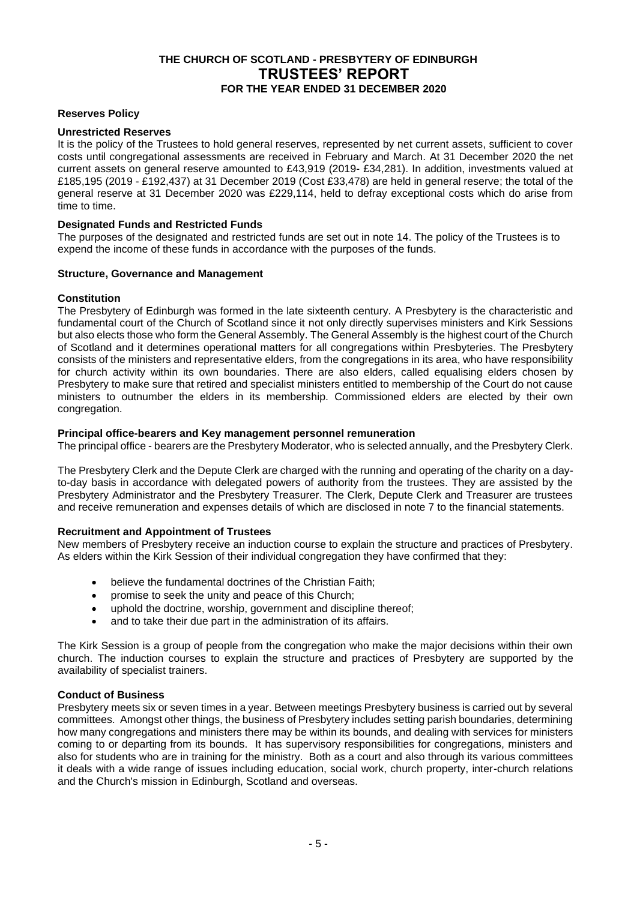# THE CHURCH OF SCOTLAND - PRESBYTERY OF EDINBURGH
## TRUSTEES' REPORT
### FOR THE YEAR ENDED 31 DECEMBER 2020

**Reserves Policy**

**Unrestricted Reserves**

It is the policy of the Trustees to hold general reserves, represented by net current assets, sufficient to cover costs until congregational assessments are received in February and March. At 31 December 2020 the net current assets on general reserve amounted to £43,919 (2019- £34,281). In addition, investments valued at £185,195 (2019 - £192,437) at 31 December 2019 (Cost £33,478) are held in general reserve; the total of the general reserve at 31 December 2020 was £229,114, held to defray exceptional costs which do arise from time to time.

**Designated Funds and Restricted Funds**

The purposes of the designated and restricted funds are set out in note 14. The policy of the Trustees is to expend the income of these funds in accordance with the purposes of the funds.

**Structure, Governance and Management**

**Constitution**

The Presbytery of Edinburgh was formed in the late sixteenth century. A Presbytery is the characteristic and fundamental court of the Church of Scotland since it not only directly supervises ministers and Kirk Sessions but also elects those who form the General Assembly. The General Assembly is the highest court of the Church of Scotland and it determines operational matters for all congregations within Presbyteries. The Presbytery consists of the ministers and representative elders, from the congregations in its area, who have responsibility for church activity within its own boundaries. There are also elders, called equalising elders chosen by Presbytery to make sure that retired and specialist ministers entitled to membership of the Court do not cause ministers to outnumber the elders in its membership. Commissioned elders are elected by their own congregation.

**Principal office-bearers and Key management personnel remuneration**

The principal office - bearers are the Presbytery Moderator, who is selected annually, and the Presbytery Clerk.

The Presbytery Clerk and the Depute Clerk are charged with the running and operating of the charity on a day-to-day basis in accordance with delegated powers of authority from the trustees. They are assisted by the Presbytery Administrator and the Presbytery Treasurer. The Clerk, Depute Clerk and Treasurer are trustees and receive remuneration and expenses details of which are disclosed in note 7 to the financial statements.

**Recruitment and Appointment of Trustees**

New members of Presbytery receive an induction course to explain the structure and practices of Presbytery. As elders within the Kirk Session of their individual congregation they have confirmed that they:

- believe the fundamental doctrines of the Christian Faith;
- promise to seek the unity and peace of this Church;
- uphold the doctrine, worship, government and discipline thereof;
- and to take their due part in the administration of its affairs.

The Kirk Session is a group of people from the congregation who make the major decisions within their own church. The induction courses to explain the structure and practices of Presbytery are supported by the availability of specialist trainers.

**Conduct of Business**

Presbytery meets six or seven times in a year. Between meetings Presbytery business is carried out by several committees. Amongst other things, the business of Presbytery includes setting parish boundaries, determining how many congregations and ministers there may be within its bounds, and dealing with services for ministers coming to or departing from its bounds. It has supervisory responsibilities for congregations, ministers and also for students who are in training for the ministry. Both as a court and also through its various committees it deals with a wide range of issues including education, social work, church property, inter-church relations and the Church's mission in Edinburgh, Scotland and overseas.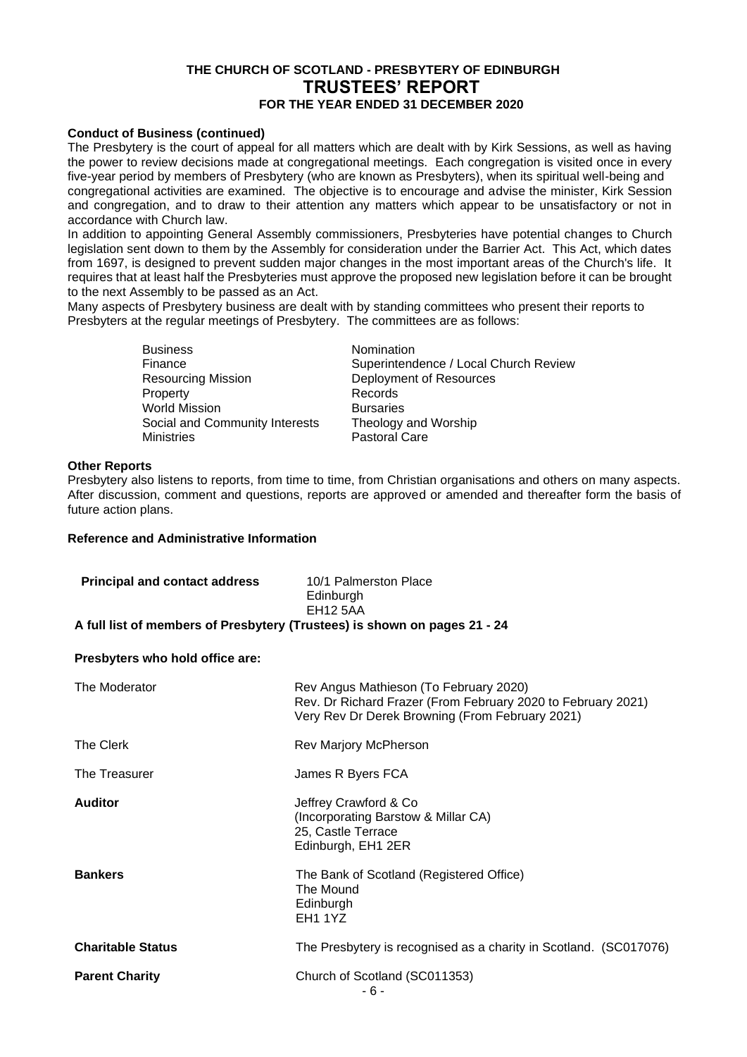**Conduct of Business (continued)**

The Presbytery is the court of appeal for all matters which are dealt with by Kirk Sessions, as well as having the power to review decisions made at congregational meetings. Each congregation is visited once in every five-year period by members of Presbytery (who are known as Presbyters), when its spiritual well-being and congregational activities are examined. The objective is to encourage and advise the minister, Kirk Session and congregation, and to draw to their attention any matters which appear to be unsatisfactory or not in accordance with Church law.

In addition to appointing General Assembly commissioners, Presbyteries have potential changes to Church legislation sent down to them by the Assembly for consideration under the Barrier Act. This Act, which dates from 1697, is designed to prevent sudden major changes in the most important areas of the Church's life. It requires that at least half the Presbyteries must approve the proposed new legislation before it can be brought to the next Assembly to be passed as an Act.

Many aspects of Presbytery business are dealt with by standing committees who present their reports to Presbyters at the regular meetings of Presbytery. The committees are as follows:

| | |
|---|---|
| Business | Nomination |
| Finance | Superintendence / Local Church Review |
| Resourcing Mission | Deployment of Resources |
| Property | Records |
| World Mission | Bursaries |
| Social and Community Interests | Theology and Worship |
| Ministries | Pastoral Care |

**Other Reports**

Presbytery also listens to reports, from time to time, from Christian organisations and others on many aspects. After discussion, comment and questions, reports are approved or amended and thereafter form the basis of future action plans.

**Reference and Administrative Information**

**Principal and contact address** 10/1 Palmerston Place
Edinburgh
EH12 5AA

**A full list of members of Presbytery (Trustees) is shown on pages 21 - 24**

**Presbyters who hold office are:**

| | |
|---|---|
| The Moderator | Rev Angus Mathieson (To February 2020)<br>Rev. Dr Richard Frazer (From February 2020 to February 2021)<br>Very Rev Dr Derek Browning (From February 2021) |
| The Clerk | Rev Marjory McPherson |
| The Treasurer | James R Byers FCA |
| **Auditor** | Jeffrey Crawford & Co<br>(Incorporating Barstow & Millar CA)<br>25, Castle Terrace<br>Edinburgh, EH1 2ER |
| **Bankers** | The Bank of Scotland (Registered Office)<br>The Mound<br>Edinburgh<br>EH1 1YZ |
| **Charitable Status** | The Presbytery is recognised as a charity in Scotland. (SC017076) |
| **Parent Charity** | Church of Scotland (SC011353) |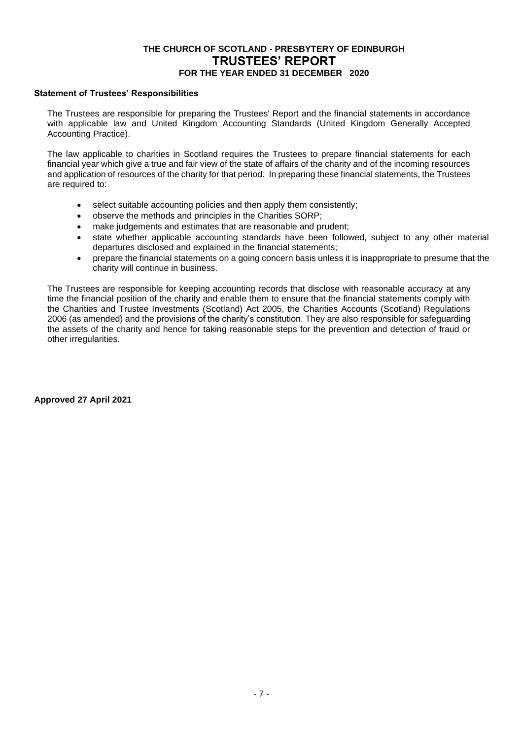# THE CHURCH OF SCOTLAND - PRESBYTERY OF EDINBURGH
## TRUSTEES' REPORT
### FOR THE YEAR ENDED 31 DECEMBER 2020

**Statement of Trustees' Responsibilities**

The Trustees are responsible for preparing the Trustees' Report and the financial statements in accordance with applicable law and United Kingdom Accounting Standards (United Kingdom Generally Accepted Accounting Practice).

The law applicable to charities in Scotland requires the Trustees to prepare financial statements for each financial year which give a true and fair view of the state of affairs of the charity and of the incoming resources and application of resources of the charity for that period. In preparing these financial statements, the Trustees are required to:

- select suitable accounting policies and then apply them consistently;
- observe the methods and principles in the Charities SORP;
- make judgements and estimates that are reasonable and prudent;
- state whether applicable accounting standards have been followed, subject to any other material departures disclosed and explained in the financial statements;
- prepare the financial statements on a going concern basis unless it is inappropriate to presume that the charity will continue in business.

The Trustees are responsible for keeping accounting records that disclose with reasonable accuracy at any time the financial position of the charity and enable them to ensure that the financial statements comply with the Charities and Trustee Investments (Scotland) Act 2005, the Charities Accounts (Scotland) Regulations 2006 (as amended) and the provisions of the charity's constitution. They are also responsible for safeguarding the assets of the charity and hence for taking reasonable steps for the prevention and detection of fraud or other irregularities.

**Approved 27 April 2021**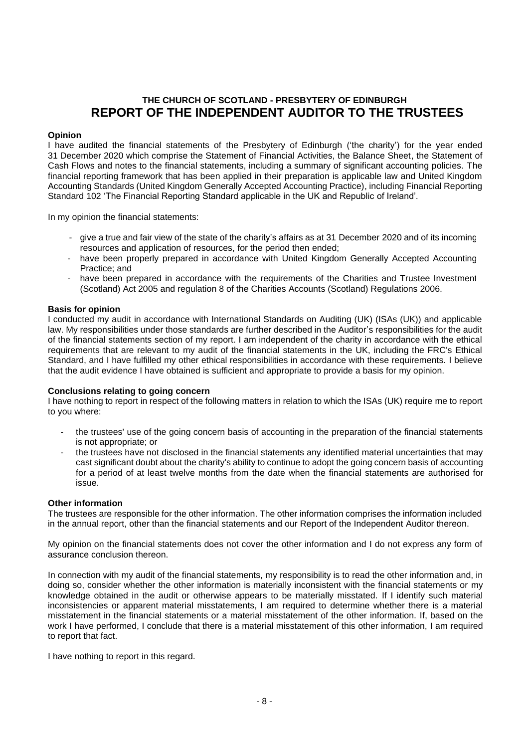# THE CHURCH OF SCOTLAND - PRESBYTERY OF EDINBURGH

# REPORT OF THE INDEPENDENT AUDITOR TO THE TRUSTEES

**Opinion**

I have audited the financial statements of the Presbytery of Edinburgh ('the charity') for the year ended 31 December 2020 which comprise the Statement of Financial Activities, the Balance Sheet, the Statement of Cash Flows and notes to the financial statements, including a summary of significant accounting policies. The financial reporting framework that has been applied in their preparation is applicable law and United Kingdom Accounting Standards (United Kingdom Generally Accepted Accounting Practice), including Financial Reporting Standard 102 'The Financial Reporting Standard applicable in the UK and Republic of Ireland'.

In my opinion the financial statements:

- give a true and fair view of the state of the charity's affairs as at 31 December 2020 and of its incoming resources and application of resources, for the period then ended;
- have been properly prepared in accordance with United Kingdom Generally Accepted Accounting Practice; and
- have been prepared in accordance with the requirements of the Charities and Trustee Investment (Scotland) Act 2005 and regulation 8 of the Charities Accounts (Scotland) Regulations 2006.

**Basis for opinion**

I conducted my audit in accordance with International Standards on Auditing (UK) (ISAs (UK)) and applicable law. My responsibilities under those standards are further described in the Auditor's responsibilities for the audit of the financial statements section of my report. I am independent of the charity in accordance with the ethical requirements that are relevant to my audit of the financial statements in the UK, including the FRC's Ethical Standard, and I have fulfilled my other ethical responsibilities in accordance with these requirements. I believe that the audit evidence I have obtained is sufficient and appropriate to provide a basis for my opinion.

**Conclusions relating to going concern**

I have nothing to report in respect of the following matters in relation to which the ISAs (UK) require me to report to you where:

- the trustees' use of the going concern basis of accounting in the preparation of the financial statements is not appropriate; or
- the trustees have not disclosed in the financial statements any identified material uncertainties that may cast significant doubt about the charity's ability to continue to adopt the going concern basis of accounting for a period of at least twelve months from the date when the financial statements are authorised for issue.

**Other information**

The trustees are responsible for the other information. The other information comprises the information included in the annual report, other than the financial statements and our Report of the Independent Auditor thereon.

My opinion on the financial statements does not cover the other information and I do not express any form of assurance conclusion thereon.

In connection with my audit of the financial statements, my responsibility is to read the other information and, in doing so, consider whether the other information is materially inconsistent with the financial statements or my knowledge obtained in the audit or otherwise appears to be materially misstated. If I identify such material inconsistencies or apparent material misstatements, I am required to determine whether there is a material misstatement in the financial statements or a material misstatement of the other information. If, based on the work I have performed, I conclude that there is a material misstatement of this other information, I am required to report that fact.

I have nothing to report in this regard.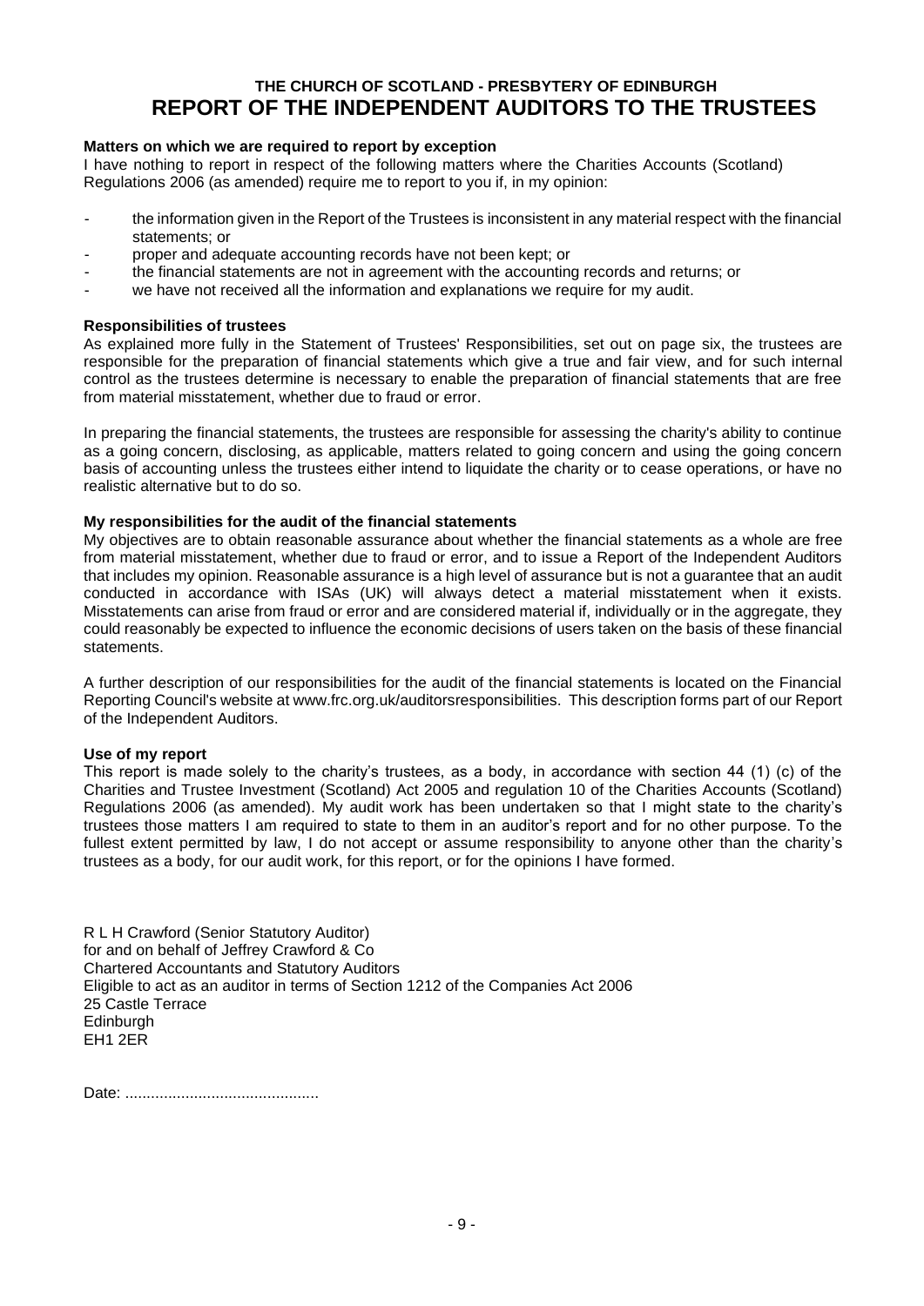# THE CHURCH OF SCOTLAND - PRESBYTERY OF EDINBURGH
# REPORT OF THE INDEPENDENT AUDITORS TO THE TRUSTEES

**Matters on which we are required to report by exception**

I have nothing to report in respect of the following matters where the Charities Accounts (Scotland) Regulations 2006 (as amended) require me to report to you if, in my opinion:

- the information given in the Report of the Trustees is inconsistent in any material respect with the financial statements; or
- proper and adequate accounting records have not been kept; or
- the financial statements are not in agreement with the accounting records and returns; or
- we have not received all the information and explanations we require for my audit.

**Responsibilities of trustees**

As explained more fully in the Statement of Trustees' Responsibilities, set out on page six, the trustees are responsible for the preparation of financial statements which give a true and fair view, and for such internal control as the trustees determine is necessary to enable the preparation of financial statements that are free from material misstatement, whether due to fraud or error.

In preparing the financial statements, the trustees are responsible for assessing the charity's ability to continue as a going concern, disclosing, as applicable, matters related to going concern and using the going concern basis of accounting unless the trustees either intend to liquidate the charity or to cease operations, or have no realistic alternative but to do so.

**My responsibilities for the audit of the financial statements**

My objectives are to obtain reasonable assurance about whether the financial statements as a whole are free from material misstatement, whether due to fraud or error, and to issue a Report of the Independent Auditors that includes my opinion. Reasonable assurance is a high level of assurance but is not a guarantee that an audit conducted in accordance with ISAs (UK) will always detect a material misstatement when it exists. Misstatements can arise from fraud or error and are considered material if, individually or in the aggregate, they could reasonably be expected to influence the economic decisions of users taken on the basis of these financial statements.

A further description of our responsibilities for the audit of the financial statements is located on the Financial Reporting Council's website at www.frc.org.uk/auditorsresponsibilities. This description forms part of our Report of the Independent Auditors.

**Use of my report**

This report is made solely to the charity's trustees, as a body, in accordance with section 44 (1) (c) of the Charities and Trustee Investment (Scotland) Act 2005 and regulation 10 of the Charities Accounts (Scotland) Regulations 2006 (as amended). My audit work has been undertaken so that I might state to the charity's trustees those matters I am required to state to them in an auditor's report and for no other purpose. To the fullest extent permitted by law, I do not accept or assume responsibility to anyone other than the charity's trustees as a body, for our audit work, for this report, or for the opinions I have formed.

R L H Crawford (Senior Statutory Auditor)
for and on behalf of Jeffrey Crawford & Co
Chartered Accountants and Statutory Auditors
Eligible to act as an auditor in terms of Section 1212 of the Companies Act 2006
25 Castle Terrace
Edinburgh
EH1 2ER

Date: .............................................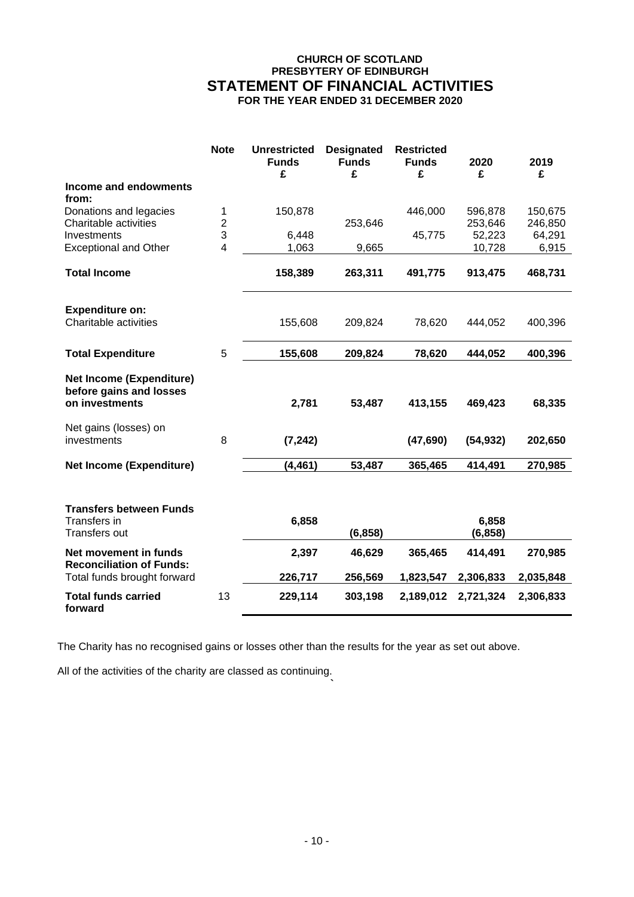**CHURCH OF SCOTLAND**
**PRESBYTERY OF EDINBURGH**

# STATEMENT OF FINANCIAL ACTIVITIES

**FOR THE YEAR ENDED 31 DECEMBER 2020**

| | Note | Unrestricted Funds £ | Designated Funds £ | Restricted Funds £ | 2020 £ | 2019 £ |
|---|---|---|---|---|---|---|
| **Income and endowments from:** | | | | | | |
| Donations and legacies | 1 | 150,878 | | 446,000 | 596,878 | 150,675 |
| Charitable activities | 2 | | 253,646 | | 253,646 | 246,850 |
| Investments | 3 | 6,448 | | 45,775 | 52,223 | 64,291 |
| Exceptional and Other | 4 | 1,063 | 9,665 | | 10,728 | 6,915 |
| **Total Income** | | **158,389** | **263,311** | **491,775** | **913,475** | **468,731** |
| **Expenditure on:** | | | | | | |
| Charitable activities | | 155,608 | 209,824 | 78,620 | 444,052 | 400,396 |
| **Total Expenditure** | 5 | **155,608** | **209,824** | **78,620** | **444,052** | **400,396** |
| **Net Income (Expenditure) before gains and losses on investments** | | **2,781** | **53,487** | **413,155** | **469,423** | **68,335** |
| Net gains (losses) on investments | 8 | **(7,242)** | | **(47,690)** | **(54,932)** | **202,650** |
| **Net Income (Expenditure)** | | **(4,461)** | **53,487** | **365,465** | **414,491** | **270,985** |
| **Transfers between Funds** | | | | | | |
| Transfers in | | **6,858** | | | **6,858** | |
| Transfers out | | | **(6,858)** | | **(6,858)** | |
| **Net movement in funds** | | **2,397** | **46,629** | **365,465** | **414,491** | **270,985** |
| **Reconciliation of Funds:** | | | | | | |
| Total funds brought forward | | **226,717** | **256,569** | **1,823,547** | **2,306,833** | **2,035,848** |
| **Total funds carried forward** | 13 | **229,114** | **303,198** | **2,189,012** | **2,721,324** | **2,306,833** |

The Charity has no recognised gains or losses other than the results for the year as set out above.

All of the activities of the charity are classed as continuing.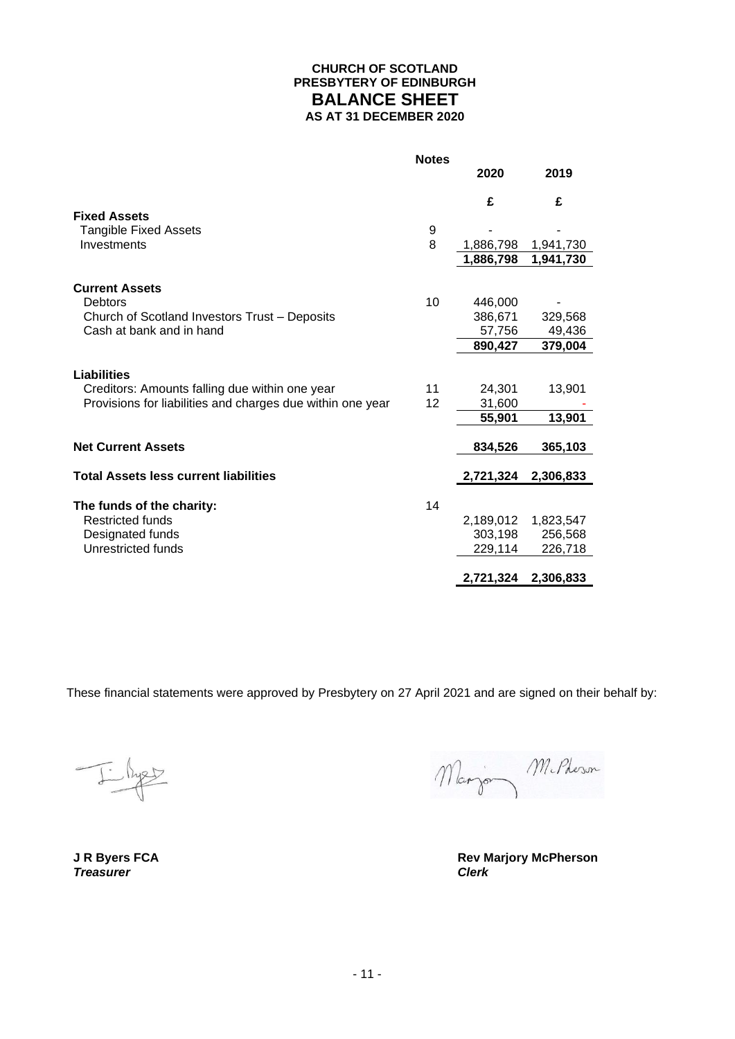**CHURCH OF SCOTLAND**
**PRESBYTERY OF EDINBURGH**

# BALANCE SHEET

**AS AT 31 DECEMBER 2020**

| | Notes | 2020 | 2019 |
|---|---|---|---|
| | | £ | £ |
| **Fixed Assets** | | | |
| Tangible Fixed Assets | 9 | - | - |
| Investments | 8 | 1,886,798 | 1,941,730 |
| | | **1,886,798** | **1,941,730** |
| **Current Assets** | | | |
| Debtors | 10 | 446,000 | - |
| Church of Scotland Investors Trust – Deposits | | 386,671 | 329,568 |
| Cash at bank and in hand | | 57,756 | 49,436 |
| | | **890,427** | **379,004** |
| **Liabilities** | | | |
| Creditors: Amounts falling due within one year | 11 | 24,301 | 13,901 |
| Provisions for liabilities and charges due within one year | 12 | 31,600 | - |
| | | **55,901** | **13,901** |
| **Net Current Assets** | | **834,526** | **365,103** |
| **Total Assets less current liabilities** | | **2,721,324** | **2,306,833** |
| **The funds of the charity:** | 14 | | |
| Restricted funds | | 2,189,012 | 1,823,547 |
| Designated funds | | 303,198 | 256,568 |
| Unrestricted funds | | 229,114 | 226,718 |
| | | **2,721,324** | **2,306,833** |

These financial statements were approved by Presbytery on 27 April 2021 and are signed on their behalf by:

**J R Byers FCA**
***Treasurer***

**Rev Marjory McPherson**
***Clerk***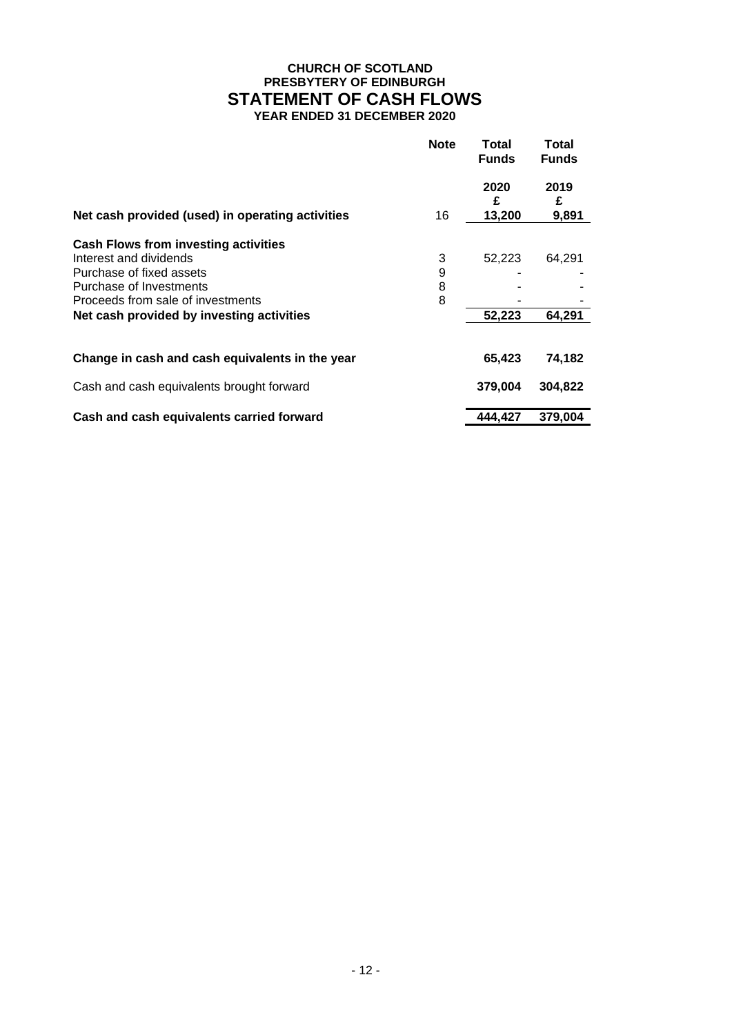**CHURCH OF SCOTLAND**
**PRESBYTERY OF EDINBURGH**

# STATEMENT OF CASH FLOWS

**YEAR ENDED 31 DECEMBER 2020**

| | Note | Total Funds | Total Funds |
|---|---|---|---|
| | | 2020 £ | 2019 £ |
| **Net cash provided (used) in operating activities** | 16 | **13,200** | **9,891** |
| **Cash Flows from investing activities** | | | |
| Interest and dividends | 3 | 52,223 | 64,291 |
| Purchase of fixed assets | 9 | - | - |
| Purchase of Investments | 8 | - | - |
| Proceeds from sale of investments | 8 | - | - |
| **Net cash provided by investing activities** | | **52,223** | **64,291** |
| **Change in cash and cash equivalents in the year** | | **65,423** | **74,182** |
| Cash and cash equivalents brought forward | | **379,004** | **304,822** |
| **Cash and cash equivalents carried forward** | | **444,427** | **379,004** |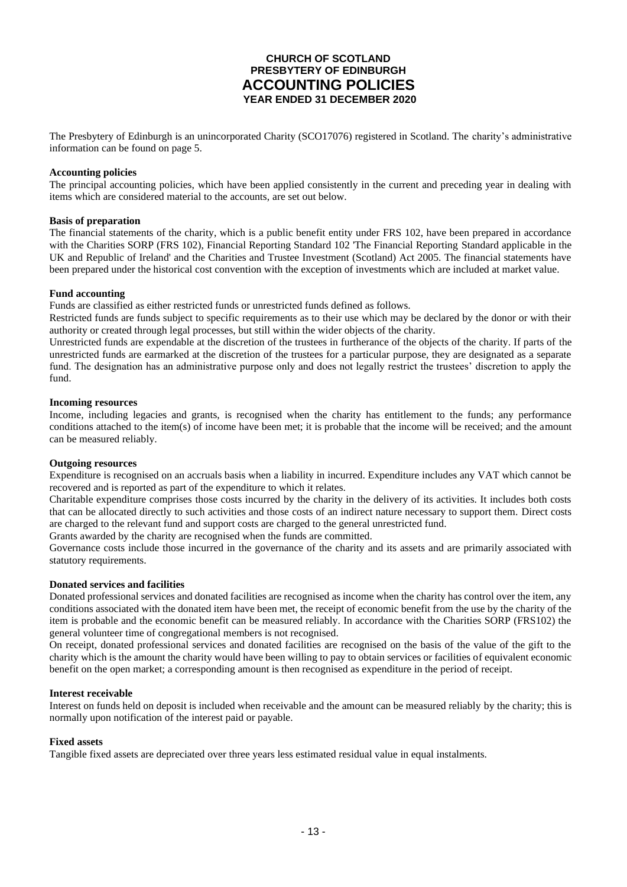# CHURCH OF SCOTLAND
## PRESBYTERY OF EDINBURGH
# ACCOUNTING POLICIES
### YEAR ENDED 31 DECEMBER 2020

The Presbytery of Edinburgh is an unincorporated Charity (SCO17076) registered in Scotland. The charity's administrative information can be found on page 5.

**Accounting policies**

The principal accounting policies, which have been applied consistently in the current and preceding year in dealing with items which are considered material to the accounts, are set out below.

**Basis of preparation**

The financial statements of the charity, which is a public benefit entity under FRS 102, have been prepared in accordance with the Charities SORP (FRS 102), Financial Reporting Standard 102 'The Financial Reporting Standard applicable in the UK and Republic of Ireland' and the Charities and Trustee Investment (Scotland) Act 2005. The financial statements have been prepared under the historical cost convention with the exception of investments which are included at market value.

**Fund accounting**

Funds are classified as either restricted funds or unrestricted funds defined as follows.

Restricted funds are funds subject to specific requirements as to their use which may be declared by the donor or with their authority or created through legal processes, but still within the wider objects of the charity.

Unrestricted funds are expendable at the discretion of the trustees in furtherance of the objects of the charity. If parts of the unrestricted funds are earmarked at the discretion of the trustees for a particular purpose, they are designated as a separate fund. The designation has an administrative purpose only and does not legally restrict the trustees' discretion to apply the fund.

**Incoming resources**

Income, including legacies and grants, is recognised when the charity has entitlement to the funds; any performance conditions attached to the item(s) of income have been met; it is probable that the income will be received; and the amount can be measured reliably.

**Outgoing resources**

Expenditure is recognised on an accruals basis when a liability in incurred. Expenditure includes any VAT which cannot be recovered and is reported as part of the expenditure to which it relates.

Charitable expenditure comprises those costs incurred by the charity in the delivery of its activities. It includes both costs that can be allocated directly to such activities and those costs of an indirect nature necessary to support them. Direct costs are charged to the relevant fund and support costs are charged to the general unrestricted fund.

Grants awarded by the charity are recognised when the funds are committed.

Governance costs include those incurred in the governance of the charity and its assets and are primarily associated with statutory requirements.

**Donated services and facilities**

Donated professional services and donated facilities are recognised as income when the charity has control over the item, any conditions associated with the donated item have been met, the receipt of economic benefit from the use by the charity of the item is probable and the economic benefit can be measured reliably. In accordance with the Charities SORP (FRS102) the general volunteer time of congregational members is not recognised.

On receipt, donated professional services and donated facilities are recognised on the basis of the value of the gift to the charity which is the amount the charity would have been willing to pay to obtain services or facilities of equivalent economic benefit on the open market; a corresponding amount is then recognised as expenditure in the period of receipt.

**Interest receivable**

Interest on funds held on deposit is included when receivable and the amount can be measured reliably by the charity; this is normally upon notification of the interest paid or payable.

**Fixed assets**

Tangible fixed assets are depreciated over three years less estimated residual value in equal instalments.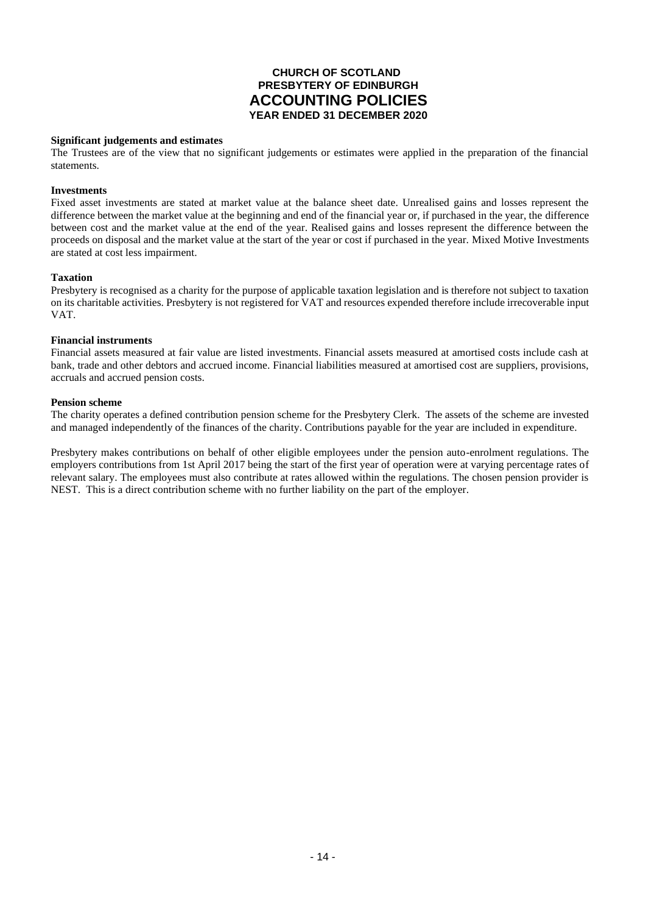**CHURCH OF SCOTLAND**
**PRESBYTERY OF EDINBURGH**
# ACCOUNTING POLICIES
**YEAR ENDED 31 DECEMBER 2020**

**Significant judgements and estimates**
The Trustees are of the view that no significant judgements or estimates were applied in the preparation of the financial statements.

**Investments**
Fixed asset investments are stated at market value at the balance sheet date. Unrealised gains and losses represent the difference between the market value at the beginning and end of the financial year or, if purchased in the year, the difference between cost and the market value at the end of the year. Realised gains and losses represent the difference between the proceeds on disposal and the market value at the start of the year or cost if purchased in the year. Mixed Motive Investments are stated at cost less impairment.

**Taxation**
Presbytery is recognised as a charity for the purpose of applicable taxation legislation and is therefore not subject to taxation on its charitable activities. Presbytery is not registered for VAT and resources expended therefore include irrecoverable input VAT.

**Financial instruments**
Financial assets measured at fair value are listed investments. Financial assets measured at amortised costs include cash at bank, trade and other debtors and accrued income. Financial liabilities measured at amortised cost are suppliers, provisions, accruals and accrued pension costs.

**Pension scheme**
The charity operates a defined contribution pension scheme for the Presbytery Clerk. The assets of the scheme are invested and managed independently of the finances of the charity. Contributions payable for the year are included in expenditure.

Presbytery makes contributions on behalf of other eligible employees under the pension auto-enrolment regulations. The employers contributions from 1st April 2017 being the start of the first year of operation were at varying percentage rates of relevant salary. The employees must also contribute at rates allowed within the regulations. The chosen pension provider is NEST. This is a direct contribution scheme with no further liability on the part of the employer.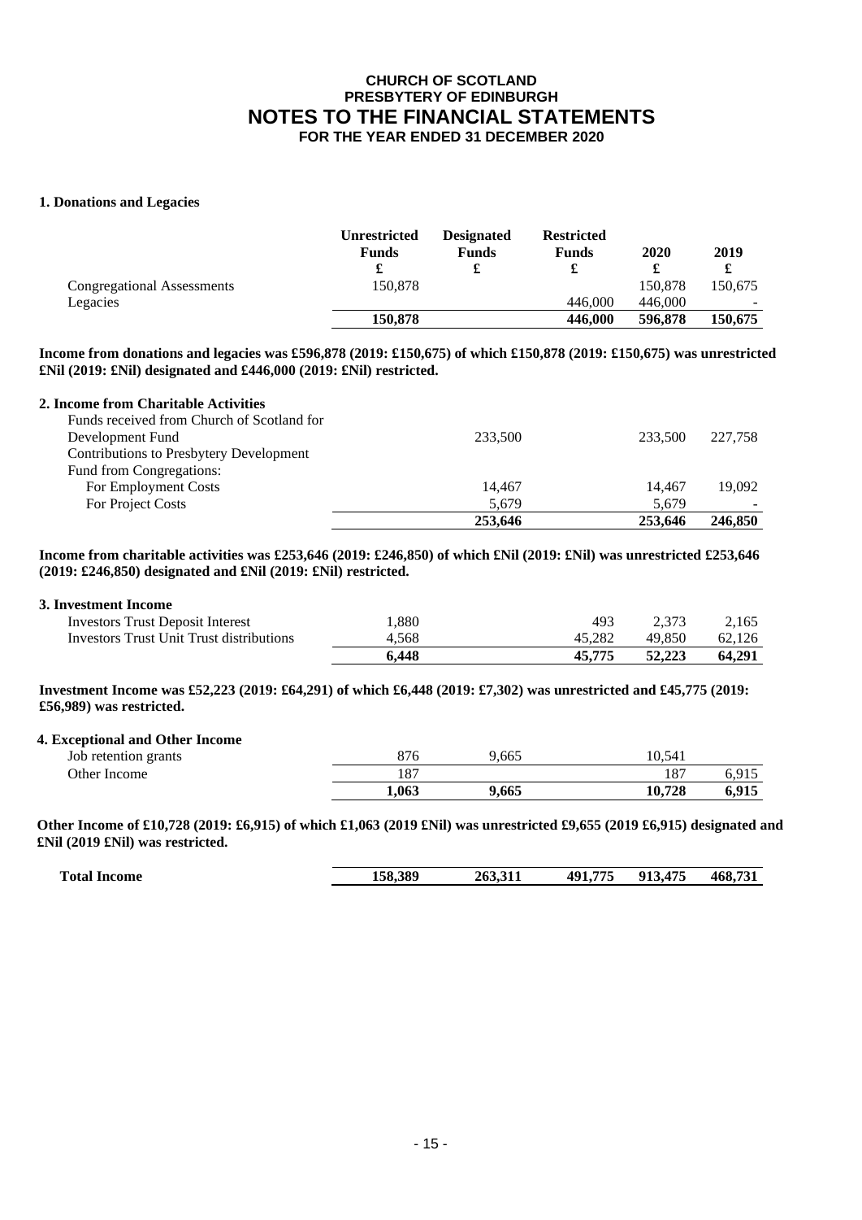# CHURCH OF SCOTLAND
## PRESBYTERY OF EDINBURGH
# NOTES TO THE FINANCIAL STATEMENTS
## FOR THE YEAR ENDED 31 DECEMBER 2020

### 1. Donations and Legacies

| | Unrestricted Funds £ | Designated Funds £ | Restricted Funds £ | 2020 £ | 2019 £ |
|---|---|---|---|---|---|
| Congregational Assessments | 150,878 | | | 150,878 | 150,675 |
| Legacies | | | 446,000 | 446,000 | - |
| | **150,878** | | **446,000** | **596,878** | **150,675** |

**Income from donations and legacies was £596,878 (2019: £150,675) of which £150,878 (2019: £150,675) was unrestricted £Nil (2019: £Nil) designated and £446,000 (2019: £Nil) restricted.**

### 2. Income from Charitable Activities

| | Unrestricted Funds £ | Designated Funds £ | Restricted Funds £ | 2020 £ | 2019 £ |
|---|---|---|---|---|---|
| Funds received from Church of Scotland for Development Fund | | 233,500 | | 233,500 | 227,758 |
| Contributions to Presbytery Development Fund from Congregations: | | | | | |
| For Employment Costs | | 14,467 | | 14,467 | 19,092 |
| For Project Costs | | 5,679 | | 5,679 | - |
| | | **253,646** | | **253,646** | **246,850** |

**Income from charitable activities was £253,646 (2019: £246,850) of which £Nil (2019: £Nil) was unrestricted £253,646 (2019: £246,850) designated and £Nil (2019: £Nil) restricted.**

### 3. Investment Income

| | Unrestricted Funds £ | Designated Funds £ | Restricted Funds £ | 2020 £ | 2019 £ |
|---|---|---|---|---|---|
| Investors Trust Deposit Interest | 1,880 | | 493 | 2,373 | 2,165 |
| Investors Trust Unit Trust distributions | 4,568 | | 45,282 | 49,850 | 62,126 |
| | **6,448** | | **45,775** | **52,223** | **64,291** |

**Investment Income was £52,223 (2019: £64,291) of which £6,448 (2019: £7,302) was unrestricted and £45,775 (2019: £56,989) was restricted.**

### 4. Exceptional and Other Income

| | Unrestricted Funds £ | Designated Funds £ | Restricted Funds £ | 2020 £ | 2019 £ |
|---|---|---|---|---|---|
| Job retention grants | 876 | 9,665 | | 10,541 | |
| Other Income | 187 | | | 187 | 6,915 |
| | **1,063** | **9,665** | | **10,728** | **6,915** |

**Other Income of £10,728 (2019: £6,915) of which £1,063 (2019 £Nil) was unrestricted £9,655 (2019 £6,915) designated and £Nil (2019 £Nil) was restricted.**

| | Unrestricted Funds £ | Designated Funds £ | Restricted Funds £ | 2020 £ | 2019 £ |
|---|---|---|---|---|---|
| **Total Income** | **158,389** | **263,311** | **491,775** | **913,475** | **468,731** |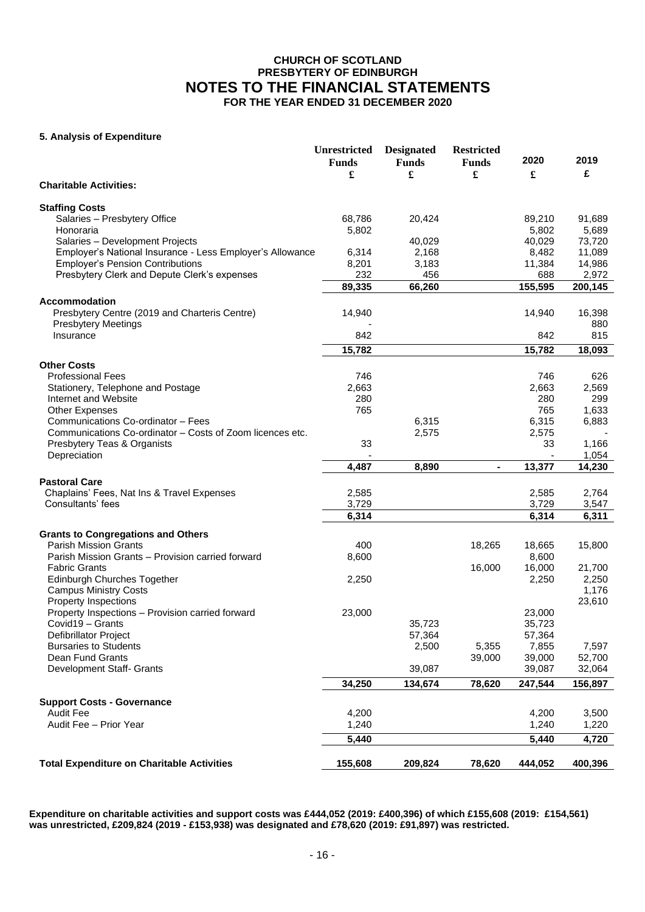**CHURCH OF SCOTLAND**
**PRESBYTERY OF EDINBURGH**

# NOTES TO THE FINANCIAL STATEMENTS

**FOR THE YEAR ENDED 31 DECEMBER 2020**

### 5. Analysis of Expenditure

| | Unrestricted Funds | Designated Funds | Restricted Funds | 2020 | 2019 |
|---|---|---|---|---|---|
| | £ | £ | £ | £ | £ |
| **Charitable Activities:** | | | | | |
| **Staffing Costs** | | | | | |
| Salaries – Presbytery Office | 68,786 | 20,424 | | 89,210 | 91,689 |
| Honoraria | 5,802 | | | 5,802 | 5,689 |
| Salaries – Development Projects | | 40,029 | | 40,029 | 73,720 |
| Employer's National Insurance - Less Employer's Allowance | 6,314 | 2,168 | | 8,482 | 11,089 |
| Employer's Pension Contributions | 8,201 | 3,183 | | 11,384 | 14,986 |
| Presbytery Clerk and Depute Clerk's expenses | 232 | 456 | | 688 | 2,972 |
| | **89,335** | **66,260** | | **155,595** | **200,145** |
| **Accommodation** | | | | | |
| Presbytery Centre (2019 and Charteris Centre) | 14,940 | | | 14,940 | 16,398 |
| Presbytery Meetings | - | | | | 880 |
| Insurance | 842 | | | 842 | 815 |
| | **15,782** | | | **15,782** | **18,093** |
| **Other Costs** | | | | | |
| Professional Fees | 746 | | | 746 | 626 |
| Stationery, Telephone and Postage | 2,663 | | | 2,663 | 2,569 |
| Internet and Website | 280 | | | 280 | 299 |
| Other Expenses | 765 | | | 765 | 1,633 |
| Communications Co-ordinator – Fees | | 6,315 | | 6,315 | 6,883 |
| Communications Co-ordinator – Costs of Zoom licences etc. | | 2,575 | | 2,575 | - |
| Presbytery Teas & Organists | 33 | | | 33 | 1,166 |
| Depreciation | - | | | - | 1,054 |
| | **4,487** | **8,890** | **-** | **13,377** | **14,230** |
| **Pastoral Care** | | | | | |
| Chaplains' Fees, Nat Ins & Travel Expenses | 2,585 | | | 2,585 | 2,764 |
| Consultants' fees | 3,729 | | | 3,729 | 3,547 |
| | **6,314** | | | **6,314** | **6,311** |
| **Grants to Congregations and Others** | | | | | |
| Parish Mission Grants | 400 | | 18,265 | 18,665 | 15,800 |
| Parish Mission Grants – Provision carried forward | 8,600 | | | 8,600 | |
| Fabric Grants | | | 16,000 | 16,000 | 21,700 |
| Edinburgh Churches Together | 2,250 | | | 2,250 | 2,250 |
| Campus Ministry Costs | | | | | 1,176 |
| Property Inspections | | | | | 23,610 |
| Property Inspections – Provision carried forward | 23,000 | | | 23,000 | |
| Covid19 – Grants | | 35,723 | | 35,723 | |
| Defibrillator Project | | 57,364 | | 57,364 | |
| Bursaries to Students | | 2,500 | 5,355 | 7,855 | 7,597 |
| Dean Fund Grants | | | 39,000 | 39,000 | 52,700 |
| Development Staff- Grants | | 39,087 | | 39,087 | 32,064 |
| | **34,250** | **134,674** | **78,620** | **247,544** | **156,897** |
| **Support Costs - Governance** | | | | | |
| Audit Fee | 4,200 | | | 4,200 | 3,500 |
| Audit Fee – Prior Year | 1,240 | | | 1,240 | 1,220 |
| | **5,440** | | | **5,440** | **4,720** |
| **Total Expenditure on Charitable Activities** | **155,608** | **209,824** | **78,620** | **444,052** | **400,396** |

**Expenditure on charitable activities and support costs was £444,052 (2019: £400,396) of which £155,608 (2019: £154,561) was unrestricted, £209,824 (2019 - £153,938) was designated and £78,620 (2019: £91,897) was restricted.**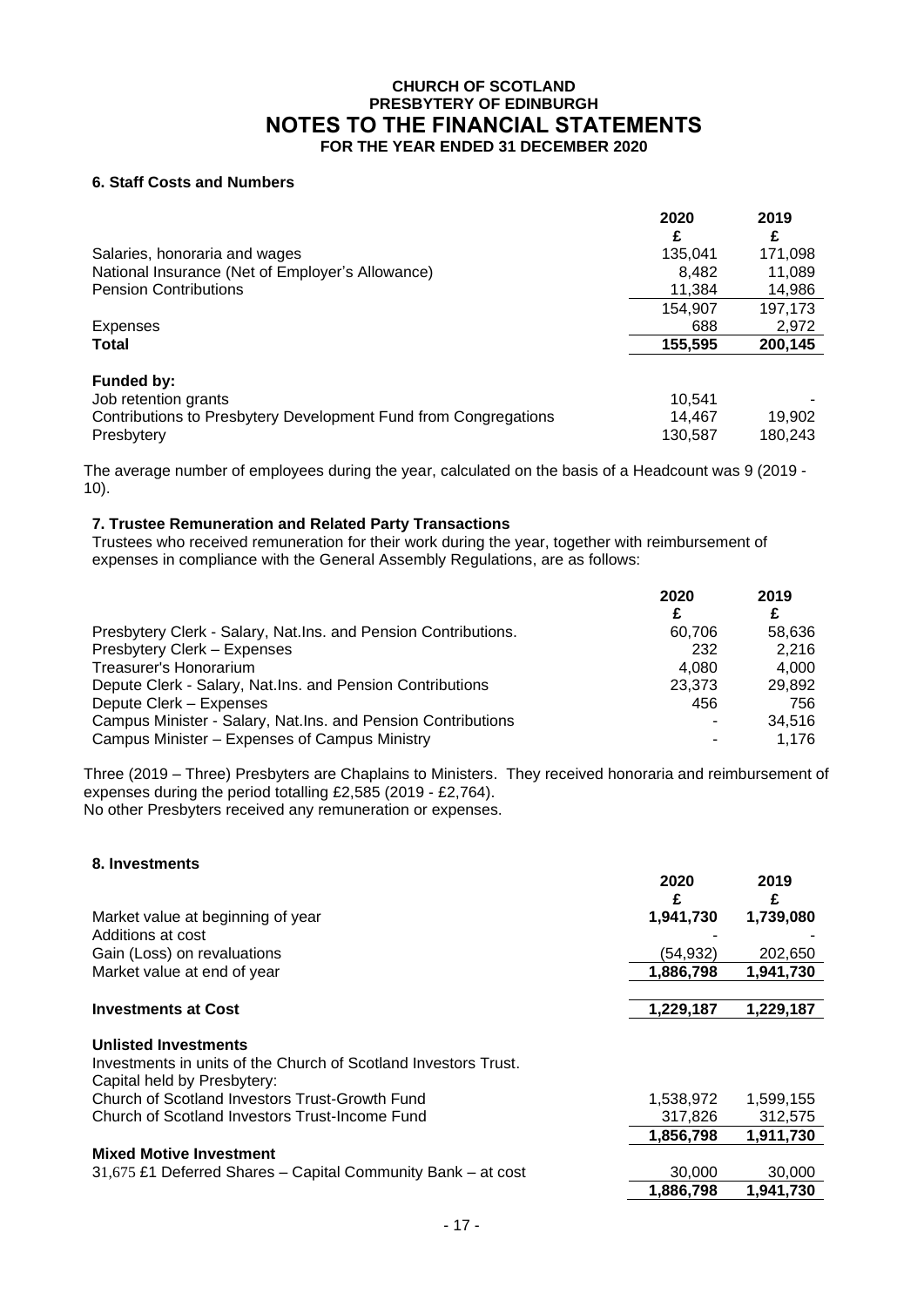**CHURCH OF SCOTLAND**
**PRESBYTERY OF EDINBURGH**

# NOTES TO THE FINANCIAL STATEMENTS

**FOR THE YEAR ENDED 31 DECEMBER 2020**

### 6. Staff Costs and Numbers

| | 2020 | 2019 |
|---|---|---|
| | £ | £ |
| Salaries, honoraria and wages | 135,041 | 171,098 |
| National Insurance (Net of Employer's Allowance) | 8,482 | 11,089 |
| Pension Contributions | 11,384 | 14,986 |
| | 154,907 | 197,173 |
| Expenses | 688 | 2,972 |
| **Total** | **155,595** | **200,145** |
| **Funded by:** | | |
| Job retention grants | 10,541 | - |
| Contributions to Presbytery Development Fund from Congregations | 14,467 | 19,902 |
| Presbytery | 130,587 | 180,243 |

The average number of employees during the year, calculated on the basis of a Headcount was 9 (2019 - 10).

### 7. Trustee Remuneration and Related Party Transactions

Trustees who received remuneration for their work during the year, together with reimbursement of expenses in compliance with the General Assembly Regulations, are as follows:

| | 2020 | 2019 |
|---|---|---|
| | £ | £ |
| Presbytery Clerk - Salary, Nat.Ins. and Pension Contributions. | 60,706 | 58,636 |
| Presbytery Clerk – Expenses | 232 | 2,216 |
| Treasurer's Honorarium | 4,080 | 4,000 |
| Depute Clerk - Salary, Nat.Ins. and Pension Contributions | 23,373 | 29,892 |
| Depute Clerk – Expenses | 456 | 756 |
| Campus Minister - Salary, Nat.Ins. and Pension Contributions | - | 34,516 |
| Campus Minister – Expenses of Campus Ministry | - | 1,176 |

Three (2019 – Three) Presbyters are Chaplains to Ministers. They received honoraria and reimbursement of expenses during the period totalling £2,585 (2019 - £2,764).
No other Presbyters received any remuneration or expenses.

### 8. Investments

| | 2020 | 2019 |
|---|---|---|
| | £ | £ |
| Market value at beginning of year | **1,941,730** | **1,739,080** |
| Additions at cost | - | - |
| Gain (Loss) on revaluations | (54,932) | 202,650 |
| Market value at end of year | **1,886,798** | **1,941,730** |
| **Investments at Cost** | **1,229,187** | **1,229,187** |
| **Unlisted Investments** | | |
| Investments in units of the Church of Scotland Investors Trust. | | |
| Capital held by Presbytery: | | |
| Church of Scotland Investors Trust-Growth Fund | 1,538,972 | 1,599,155 |
| Church of Scotland Investors Trust-Income Fund | 317,826 | 312,575 |
| | **1,856,798** | **1,911,730** |
| **Mixed Motive Investment** | | |
| 31,675 £1 Deferred Shares – Capital Community Bank – at cost | 30,000 | 30,000 |
| | **1,886,798** | **1,941,730** |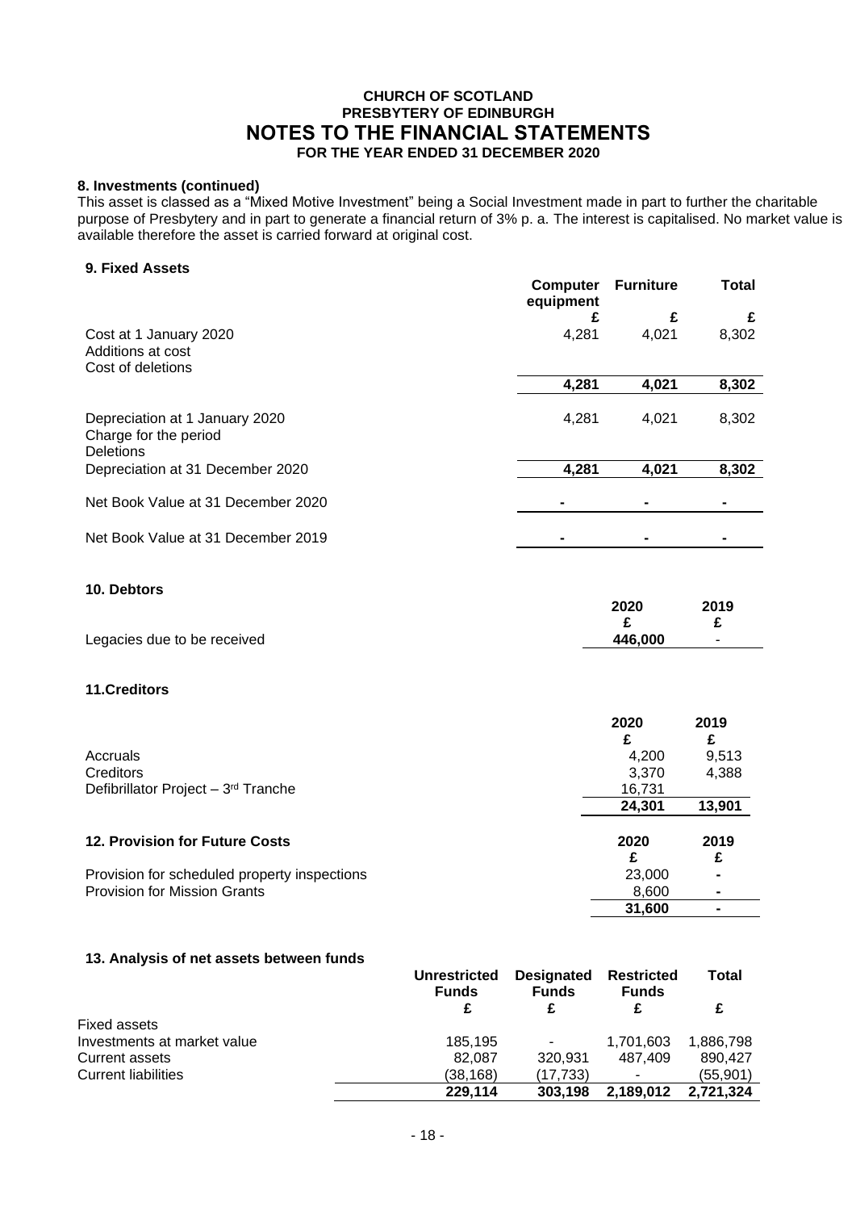## 8. Investments (continued)

This asset is classed as a "Mixed Motive Investment" being a Social Investment made in part to further the charitable purpose of Presbytery and in part to generate a financial return of 3% p. a. The interest is capitalised. No market value is available therefore the asset is carried forward at original cost.

## 9. Fixed Assets

| | Computer equipment | Furniture | Total |
|---|---|---|---|
| | £ | £ | £ |
| Cost at 1 January 2020 | 4,281 | 4,021 | 8,302 |
| Additions at cost | | | |
| Cost of deletions | | | |
| | **4,281** | **4,021** | **8,302** |
| Depreciation at 1 January 2020 | 4,281 | 4,021 | 8,302 |
| Charge for the period | | | |
| Deletions | | | |
| Depreciation at 31 December 2020 | **4,281** | **4,021** | **8,302** |
| Net Book Value at 31 December 2020 | - | - | - |
| Net Book Value at 31 December 2019 | - | - | - |

## 10. Debtors

| | 2020 | 2019 |
|---|---|---|
| | £ | £ |
| Legacies due to be received | 446,000 | - |

## 11.Creditors

| | 2020 | 2019 |
|---|---|---|
| | £ | £ |
| Accruals | 4,200 | 9,513 |
| Creditors | 3,370 | 4,388 |
| Defibrillator Project – 3rd Tranche | 16,731 | |
| | **24,301** | **13,901** |

## 12. Provision for Future Costs

| | 2020 | 2019 |
|---|---|---|
| | £ | £ |
| Provision for scheduled property inspections | 23,000 | - |
| Provision for Mission Grants | 8,600 | - |
| | **31,600** | - |

## 13. Analysis of net assets between funds

| | Unrestricted Funds | Designated Funds | Restricted Funds | Total |
|---|---|---|---|---|
| | £ | £ | £ | £ |
| Fixed assets | | | | |
| Investments at market value | 185,195 | - | 1,701,603 | 1,886,798 |
| Current assets | 82,087 | 320,931 | 487,409 | 890,427 |
| Current liabilities | (38,168) | (17,733) | - | (55,901) |
| | **229,114** | **303,198** | **2,189,012** | **2,721,324** |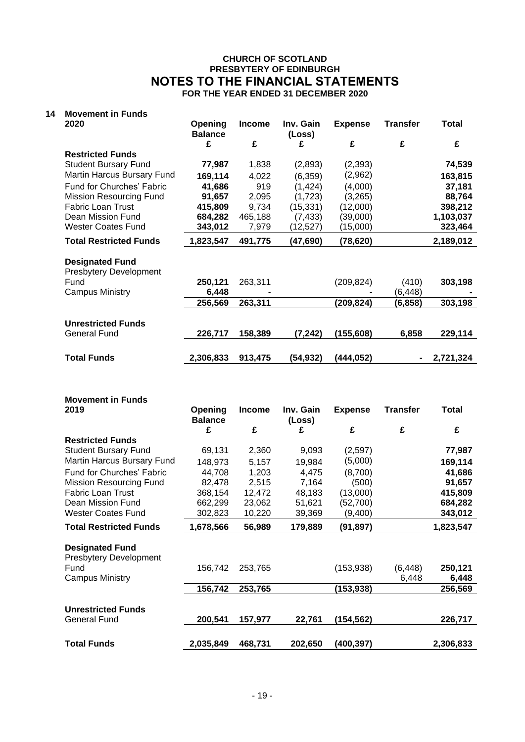**CHURCH OF SCOTLAND**
**PRESBYTERY OF EDINBURGH**

# NOTES TO THE FINANCIAL STATEMENTS

**FOR THE YEAR ENDED 31 DECEMBER 2020**

## 14 Movement in Funds

| 2020 | Opening Balance | Income | Inv. Gain (Loss) | Expense | Transfer | Total |
|---|---|---|---|---|---|---|
| | £ | £ | £ | £ | £ | £ |
| **Restricted Funds** | | | | | | |
| Student Bursary Fund | **77,987** | 1,838 | (2,893) | (2,393) | | **74,539** |
| Martin Harcus Bursary Fund | **169,114** | 4,022 | (6,359) | (2,962) | | **163,815** |
| Fund for Churches' Fabric | **41,686** | 919 | (1,424) | (4,000) | | **37,181** |
| Mission Resourcing Fund | **91,657** | 2,095 | (1,723) | (3,265) | | **88,764** |
| Fabric Loan Trust | **415,809** | 9,734 | (15,331) | (12,000) | | **398,212** |
| Dean Mission Fund | **684,282** | 465,188 | (7,433) | (39,000) | | **1,103,037** |
| Wester Coates Fund | **343,012** | 7,979 | (12,527) | (15,000) | | **323,464** |
| **Total Restricted Funds** | **1,823,547** | **491,775** | **(47,690)** | **(78,620)** | | **2,189,012** |
| **Designated Fund** | | | | | | |
| Presbytery Development Fund | **250,121** | 263,311 | | (209,824) | (410) | **303,198** |
| Campus Ministry | **6,448** | - | | - | (6,448) | **-** |
| | **256,569** | **263,311** | | **(209,824)** | **(6,858)** | **303,198** |
| **Unrestricted Funds** | | | | | | |
| General Fund | **226,717** | **158,389** | **(7,242)** | **(155,608)** | **6,858** | **229,114** |
| **Total Funds** | **2,306,833** | **913,475** | **(54,932)** | **(444,052)** | **-** | **2,721,324** |

**Movement in Funds**

| 2019 | Opening Balance | Income | Inv. Gain (Loss) | Expense | Transfer | Total |
|---|---|---|---|---|---|---|
| | £ | £ | £ | £ | £ | £ |
| **Restricted Funds** | | | | | | |
| Student Bursary Fund | 69,131 | 2,360 | 9,093 | (2,597) | | **77,987** |
| Martin Harcus Bursary Fund | 148,973 | 5,157 | 19,984 | (5,000) | | **169,114** |
| Fund for Churches' Fabric | 44,708 | 1,203 | 4,475 | (8,700) | | **41,686** |
| Mission Resourcing Fund | 82,478 | 2,515 | 7,164 | (500) | | **91,657** |
| Fabric Loan Trust | 368,154 | 12,472 | 48,183 | (13,000) | | **415,809** |
| Dean Mission Fund | 662,299 | 23,062 | 51,621 | (52,700) | | **684,282** |
| Wester Coates Fund | 302,823 | 10,220 | 39,369 | (9,400) | | **343,012** |
| **Total Restricted Funds** | **1,678,566** | **56,989** | **179,889** | **(91,897)** | | **1,823,547** |
| **Designated Fund** | | | | | | |
| Presbytery Development Fund | 156,742 | 253,765 | | (153,938) | (6,448) | **250,121** |
| Campus Ministry | | | | | 6,448 | **6,448** |
| | **156,742** | **253,765** | | **(153,938)** | | **256,569** |
| **Unrestricted Funds** | | | | | | |
| General Fund | **200,541** | **157,977** | **22,761** | **(154,562)** | | **226,717** |
| **Total Funds** | **2,035,849** | **468,731** | **202,650** | **(400,397)** | | **2,306,833** |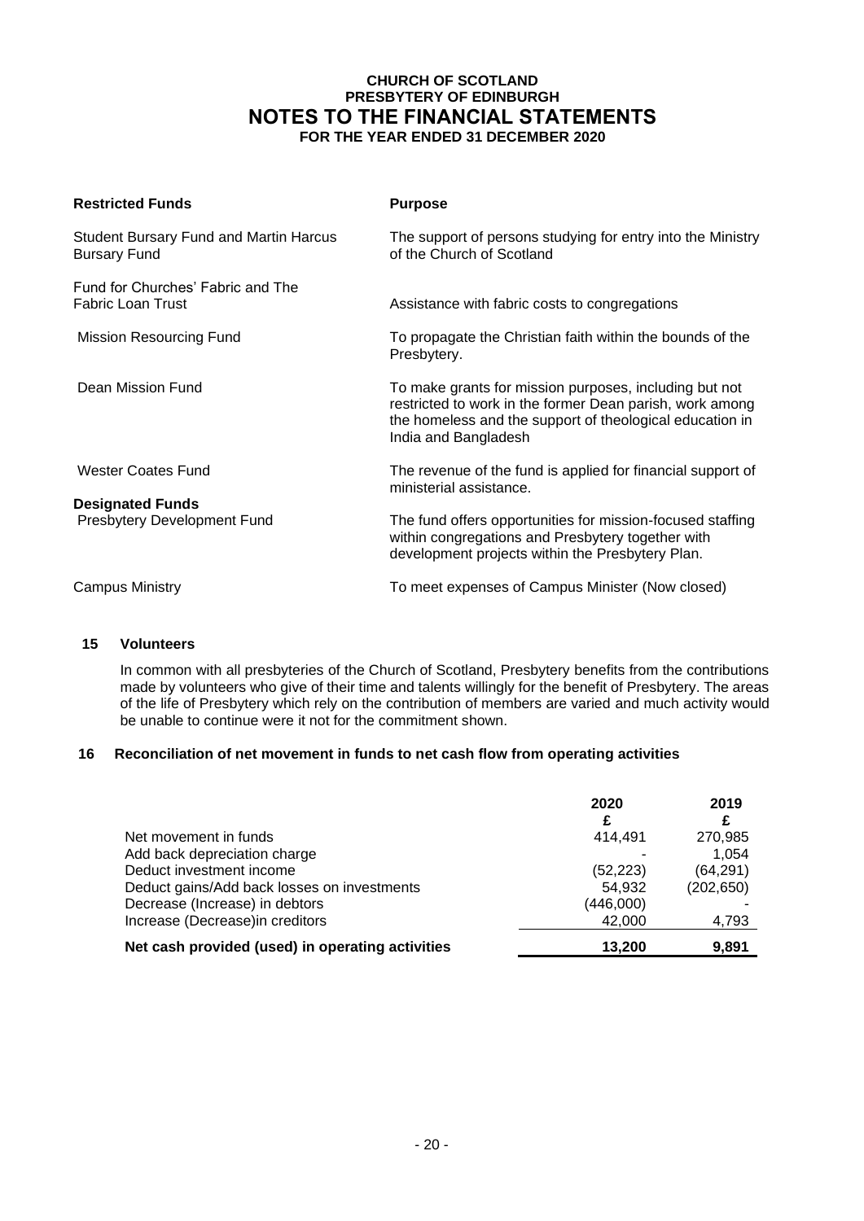| Restricted Funds | Purpose |
|---|---|
| Student Bursary Fund and Martin Harcus Bursary Fund | The support of persons studying for entry into the Ministry of the Church of Scotland |
| Fund for Churches' Fabric and The Fabric Loan Trust | Assistance with fabric costs to congregations |
| Mission Resourcing Fund | To propagate the Christian faith within the bounds of the Presbytery. |
| Dean Mission Fund | To make grants for mission purposes, including but not restricted to work in the former Dean parish, work among the homeless and the support of theological education in India and Bangladesh |
| Wester Coates Fund | The revenue of the fund is applied for financial support of ministerial assistance. |
| **Designated Funds** | |
| Presbytery Development Fund | The fund offers opportunities for mission-focused staffing within congregations and Presbytery together with development projects within the Presbytery Plan. |
| Campus Ministry | To meet expenses of Campus Minister (Now closed) |

## 15 Volunteers

In common with all presbyteries of the Church of Scotland, Presbytery benefits from the contributions made by volunteers who give of their time and talents willingly for the benefit of Presbytery. The areas of the life of Presbytery which rely on the contribution of members are varied and much activity would be unable to continue were it not for the commitment shown.

## 16 Reconciliation of net movement in funds to net cash flow from operating activities

| | 2020 | 2019 |
|---|---|---|
| | £ | £ |
| Net movement in funds | 414,491 | 270,985 |
| Add back depreciation charge | - | 1,054 |
| Deduct investment income | (52,223) | (64,291) |
| Deduct gains/Add back losses on investments | 54,932 | (202,650) |
| Decrease (Increase) in debtors | (446,000) | - |
| Increase (Decrease)in creditors | 42,000 | 4,793 |
| **Net cash provided (used) in operating activities** | **13,200** | **9,891** |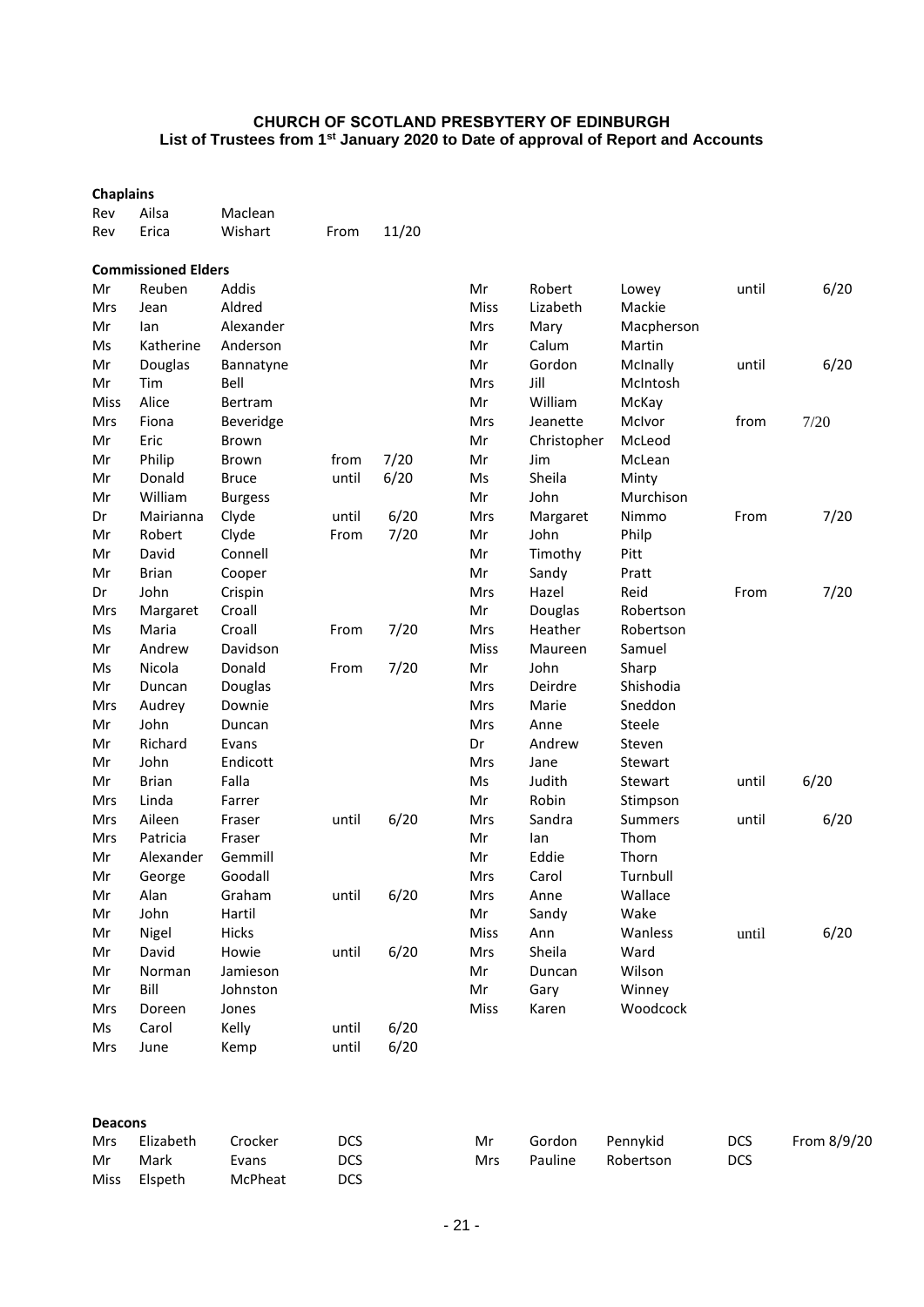**CHURCH OF SCOTLAND PRESBYTERY OF EDINBURGH**
**List of Trustees from 1st January 2020 to Date of approval of Report and Accounts**

**Chaplains**

| | | | | |
|---|---|---|---|---|
| Rev | Ailsa | Maclean | | |
| Rev | Erica | Wishart | From | 11/20 |

**Commissioned Elders**

| | | | | |
|---|---|---|---|---|
| Mr | Reuben | Addis | | |
| Mrs | Jean | Aldred | | |
| Mr | Ian | Alexander | | |
| Ms | Katherine | Anderson | | |
| Mr | Douglas | Bannatyne | | |
| Mr | Tim | Bell | | |
| Miss | Alice | Bertram | | |
| Mrs | Fiona | Beveridge | | |
| Mr | Eric | Brown | | |
| Mr | Philip | Brown | from | 7/20 |
| Mr | Donald | Bruce | until | 6/20 |
| Mr | William | Burgess | | |
| Dr | Mairianna | Clyde | until | 6/20 |
| Mr | Robert | Clyde | From | 7/20 |
| Mr | David | Connell | | |
| Mr | Brian | Cooper | | |
| Dr | John | Crispin | | |
| Mrs | Margaret | Croall | | |
| Ms | Maria | Croall | From | 7/20 |
| Mr | Andrew | Davidson | | |
| Ms | Nicola | Donald | From | 7/20 |
| Mr | Duncan | Douglas | | |
| Mrs | Audrey | Downie | | |
| Mr | John | Duncan | | |
| Mr | Richard | Evans | | |
| Mr | John | Endicott | | |
| Mr | Brian | Falla | | |
| Mrs | Linda | Farrer | | |
| Mrs | Aileen | Fraser | until | 6/20 |
| Mrs | Patricia | Fraser | | |
| Mr | Alexander | Gemmill | | |
| Mr | George | Goodall | | |
| Mr | Alan | Graham | until | 6/20 |
| Mr | John | Hartil | | |
| Mr | Nigel | Hicks | | |
| Mr | David | Howie | until | 6/20 |
| Mr | Norman | Jamieson | | |
| Mr | Bill | Johnston | | |
| Mrs | Doreen | Jones | | |
| Ms | Carol | Kelly | until | 6/20 |
| Mrs | June | Kemp | until | 6/20 |
| Mr | Robert | Lowey | until | 6/20 |
| Miss | Lizabeth | Mackie | | |
| Mrs | Mary | Macpherson | | |
| Mr | Calum | Martin | | |
| Mr | Gordon | McInally | until | 6/20 |
| Mrs | Jill | McIntosh | | |
| Mr | William | McKay | | |
| Mrs | Jeanette | McIvor | from | 7/20 |
| Mr | Christopher | McLeod | | |
| Mr | Jim | McLean | | |
| Ms | Sheila | Minty | | |
| Mr | John | Murchison | | |
| Mrs | Margaret | Nimmo | From | 7/20 |
| Mr | John | Philp | | |
| Mr | Timothy | Pitt | | |
| Mr | Sandy | Pratt | | |
| Mrs | Hazel | Reid | From | 7/20 |
| Mr | Douglas | Robertson | | |
| Mrs | Heather | Robertson | | |
| Miss | Maureen | Samuel | | |
| Mr | John | Sharp | | |
| Mrs | Deirdre | Shishodia | | |
| Mrs | Marie | Sneddon | | |
| Mrs | Anne | Steele | | |
| Dr | Andrew | Steven | | |
| Mrs | Jane | Stewart | | |
| Ms | Judith | Stewart | until | 6/20 |
| Mr | Robin | Stimpson | | |
| Mrs | Sandra | Summers | until | 6/20 |
| Mr | Ian | Thom | | |
| Mr | Eddie | Thorn | | |
| Mrs | Carol | Turnbull | | |
| Mrs | Anne | Wallace | | |
| Mr | Sandy | Wake | | |
| Miss | Ann | Wanless | until | 6/20 |
| Mrs | Sheila | Ward | | |
| Mr | Duncan | Wilson | | |
| Mr | Gary | Winney | | |
| Miss | Karen | Woodcock | | |

**Deacons**

| | | | | |
|---|---|---|---|---|
| Mrs | Elizabeth | Crocker | DCS | |
| Mr | Mark | Evans | DCS | |
| Miss | Elspeth | McPheat | DCS | |
| Mr | Gordon | Pennykid | DCS | From 8/9/20 |
| Mrs | Pauline | Robertson | DCS | |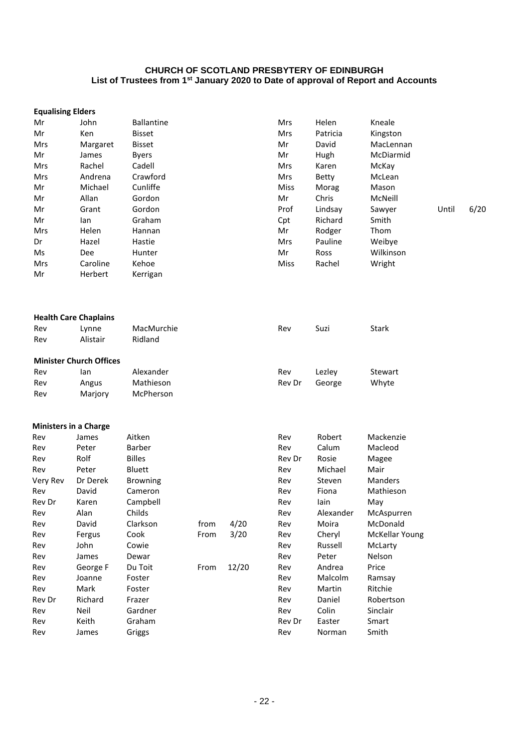**CHURCH OF SCOTLAND PRESBYTERY OF EDINBURGH**
**List of Trustees from 1st January 2020 to Date of approval of Report and Accounts**

**Equalising Elders**

| | | | | | | | | | |
|---|---|---|---|---|---|---|---|---|---|
| Mr | John | Ballantine | | | Mrs | Helen | Kneale | | |
| Mr | Ken | Bisset | | | Mrs | Patricia | Kingston | | |
| Mrs | Margaret | Bisset | | | Mr | David | MacLennan | | |
| Mr | James | Byers | | | Mr | Hugh | McDiarmid | | |
| Mrs | Rachel | Cadell | | | Mrs | Karen | McKay | | |
| Mrs | Andrena | Crawford | | | Mrs | Betty | McLean | | |
| Mr | Michael | Cunliffe | | | Miss | Morag | Mason | | |
| Mr | Allan | Gordon | | | Mr | Chris | McNeill | | |
| Mr | Grant | Gordon | | | Prof | Lindsay | Sawyer | Until | 6/20 |
| Mr | Ian | Graham | | | Cpt | Richard | Smith | | |
| Mrs | Helen | Hannan | | | Mr | Rodger | Thom | | |
| Dr | Hazel | Hastie | | | Mrs | Pauline | Weibye | | |
| Ms | Dee | Hunter | | | Mr | Ross | Wilkinson | | |
| Mrs | Caroline | Kehoe | | | Miss | Rachel | Wright | | |
| Mr | Herbert | Kerrigan | | | | | | | |

**Health Care Chaplains**

| | | | | | |
|---|---|---|---|---|---|
| Rev | Lynne | MacMurchie | Rev | Suzi | Stark |
| Rev | Alistair | Ridland | | | |

**Minister Church Offices**

| | | | | | |
|---|---|---|---|---|---|
| Rev | Ian | Alexander | Rev | Lezley | Stewart |
| Rev | Angus | Mathieson | Rev Dr | George | Whyte |
| Rev | Marjory | McPherson | | | |

**Ministers in a Charge**

| | | | | | | | |
|---|---|---|---|---|---|---|---|
| Rev | James | Aitken | | | Rev | Robert | Mackenzie |
| Rev | Peter | Barber | | | Rev | Calum | Macleod |
| Rev | Rolf | Billes | | | Rev Dr | Rosie | Magee |
| Rev | Peter | Bluett | | | Rev | Michael | Mair |
| Very Rev | Dr Derek | Browning | | | Rev | Steven | Manders |
| Rev | David | Cameron | | | Rev | Fiona | Mathieson |
| Rev Dr | Karen | Campbell | | | Rev | Iain | May |
| Rev | Alan | Childs | | | Rev | Alexander | McAspurren |
| Rev | David | Clarkson | from | 4/20 | Rev | Moira | McDonald |
| Rev | Fergus | Cook | From | 3/20 | Rev | Cheryl | McKellar Young |
| Rev | John | Cowie | | | Rev | Russell | McLarty |
| Rev | James | Dewar | | | Rev | Peter | Nelson |
| Rev | George F | Du Toit | From | 12/20 | Rev | Andrea | Price |
| Rev | Joanne | Foster | | | Rev | Malcolm | Ramsay |
| Rev | Mark | Foster | | | Rev | Martin | Ritchie |
| Rev Dr | Richard | Frazer | | | Rev | Daniel | Robertson |
| Rev | Neil | Gardner | | | Rev | Colin | Sinclair |
| Rev | Keith | Graham | | | Rev Dr | Easter | Smart |
| Rev | James | Griggs | | | Rev | Norman | Smith |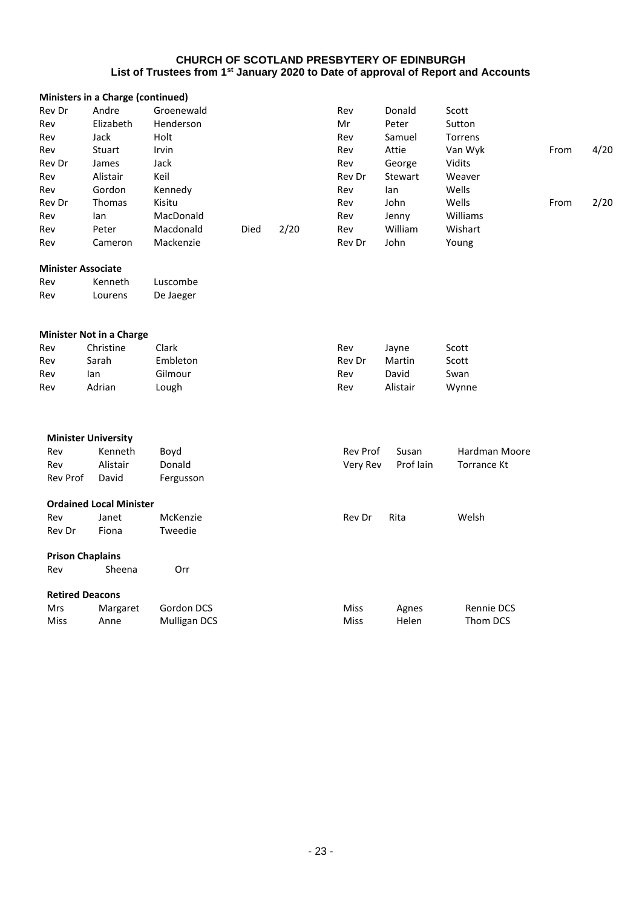**CHURCH OF SCOTLAND PRESBYTERY OF EDINBURGH**
**List of Trustees from 1st January 2020 to Date of approval of Report and Accounts**

### Ministers in a Charge (continued)

| | | | | | | | | | |
|---|---|---|---|---|---|---|---|---|---|
| Rev Dr | Andre | Groenewald | | | Rev | Donald | Scott | | |
| Rev | Elizabeth | Henderson | | | Mr | Peter | Sutton | | |
| Rev | Jack | Holt | | | Rev | Samuel | Torrens | | |
| Rev | Stuart | Irvin | | | Rev | Attie | Van Wyk | From | 4/20 |
| Rev Dr | James | Jack | | | Rev | George | Vidits | | |
| Rev | Alistair | Keil | | | Rev Dr | Stewart | Weaver | | |
| Rev | Gordon | Kennedy | | | Rev | Ian | Wells | | |
| Rev Dr | Thomas | Kisitu | | | Rev | John | Wells | From | 2/20 |
| Rev | Ian | MacDonald | | | Rev | Jenny | Williams | | |
| Rev | Peter | Macdonald | Died | 2/20 | Rev | William | Wishart | | |
| Rev | Cameron | Mackenzie | | | Rev Dr | John | Young | | |

### Minister Associate

| | | |
|---|---|---|
| Rev | Kenneth | Luscombe |
| Rev | Lourens | De Jaeger |

### Minister Not in a Charge

| | | | | | |
|---|---|---|---|---|---|
| Rev | Christine | Clark | Rev | Jayne | Scott |
| Rev | Sarah | Embleton | Rev Dr | Martin | Scott |
| Rev | Ian | Gilmour | Rev | David | Swan |
| Rev | Adrian | Lough | Rev | Alistair | Wynne |

### Minister University

| | | | | | |
|---|---|---|---|---|---|
| Rev | Kenneth | Boyd | Rev Prof | Susan | Hardman Moore |
| Rev | Alistair | Donald | Very Rev | Prof Iain | Torrance Kt |
| Rev Prof | David | Fergusson | | | |

### Ordained Local Minister

| | | | | | |
|---|---|---|---|---|---|
| Rev | Janet | McKenzie | Rev Dr | Rita | Welsh |
| Rev Dr | Fiona | Tweedie | | | |

### Prison Chaplains

| | | |
|---|---|---|
| Rev | Sheena | Orr |

### Retired Deacons

| | | | | | |
|---|---|---|---|---|---|
| Mrs | Margaret | Gordon DCS | Miss | Agnes | Rennie DCS |
| Miss | Anne | Mulligan DCS | Miss | Helen | Thom DCS |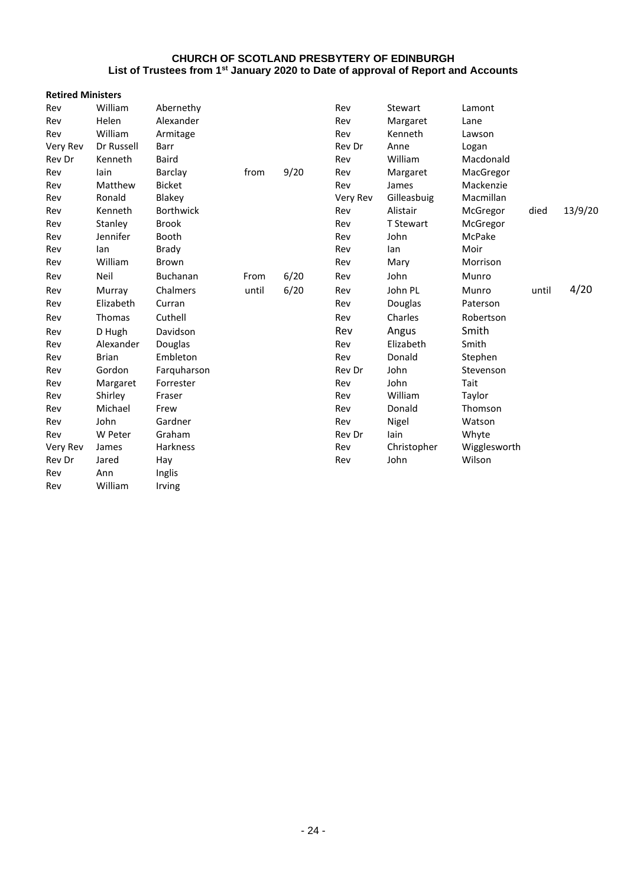**CHURCH OF SCOTLAND PRESBYTERY OF EDINBURGH**
**List of Trustees from 1st January 2020 to Date of approval of Report and Accounts**

**Retired Ministers**

| | | | | |
|---|---|---|---|---|
| Rev | William | Abernethy | | |
| Rev | Helen | Alexander | | |
| Rev | William | Armitage | | |
| Very Rev | Dr Russell | Barr | | |
| Rev Dr | Kenneth | Baird | | |
| Rev | Iain | Barclay | from | 9/20 |
| Rev | Matthew | Bicket | | |
| Rev | Ronald | Blakey | | |
| Rev | Kenneth | Borthwick | | |
| Rev | Stanley | Brook | | |
| Rev | Jennifer | Booth | | |
| Rev | Ian | Brady | | |
| Rev | William | Brown | | |
| Rev | Neil | Buchanan | From | 6/20 |
| Rev | Murray | Chalmers | until | 6/20 |
| Rev | Elizabeth | Curran | | |
| Rev | Thomas | Cuthell | | |
| Rev | D Hugh | Davidson | | |
| Rev | Alexander | Douglas | | |
| Rev | Brian | Embleton | | |
| Rev | Gordon | Farquharson | | |
| Rev | Margaret | Forrester | | |
| Rev | Shirley | Fraser | | |
| Rev | Michael | Frew | | |
| Rev | John | Gardner | | |
| Rev | W Peter | Graham | | |
| Very Rev | James | Harkness | | |
| Rev Dr | Jared | Hay | | |
| Rev | Ann | Inglis | | |
| Rev | William | Irving | | |
| Rev | Stewart | Lamont | | |
| Rev | Margaret | Lane | | |
| Rev | Kenneth | Lawson | | |
| Rev Dr | Anne | Logan | | |
| Rev | William | Macdonald | | |
| Rev | Margaret | MacGregor | | |
| Rev | James | Mackenzie | | |
| Very Rev | Gilleasbuig | Macmillan | | |
| Rev | Alistair | McGregor | died | 13/9/20 |
| Rev | T Stewart | McGregor | | |
| Rev | John | McPake | | |
| Rev | Ian | Moir | | |
| Rev | Mary | Morrison | | |
| Rev | John | Munro | | |
| Rev | John PL | Munro | until | 4/20 |
| Rev | Douglas | Paterson | | |
| Rev | Charles | Robertson | | |
| Rev | Angus | Smith | | |
| Rev | Elizabeth | Smith | | |
| Rev | Donald | Stephen | | |
| Rev Dr | John | Stevenson | | |
| Rev | John | Tait | | |
| Rev | William | Taylor | | |
| Rev | Donald | Thomson | | |
| Rev | Nigel | Watson | | |
| Rev Dr | Iain | Whyte | | |
| Rev | Christopher | Wigglesworth | | |
| Rev | John | Wilson | | |